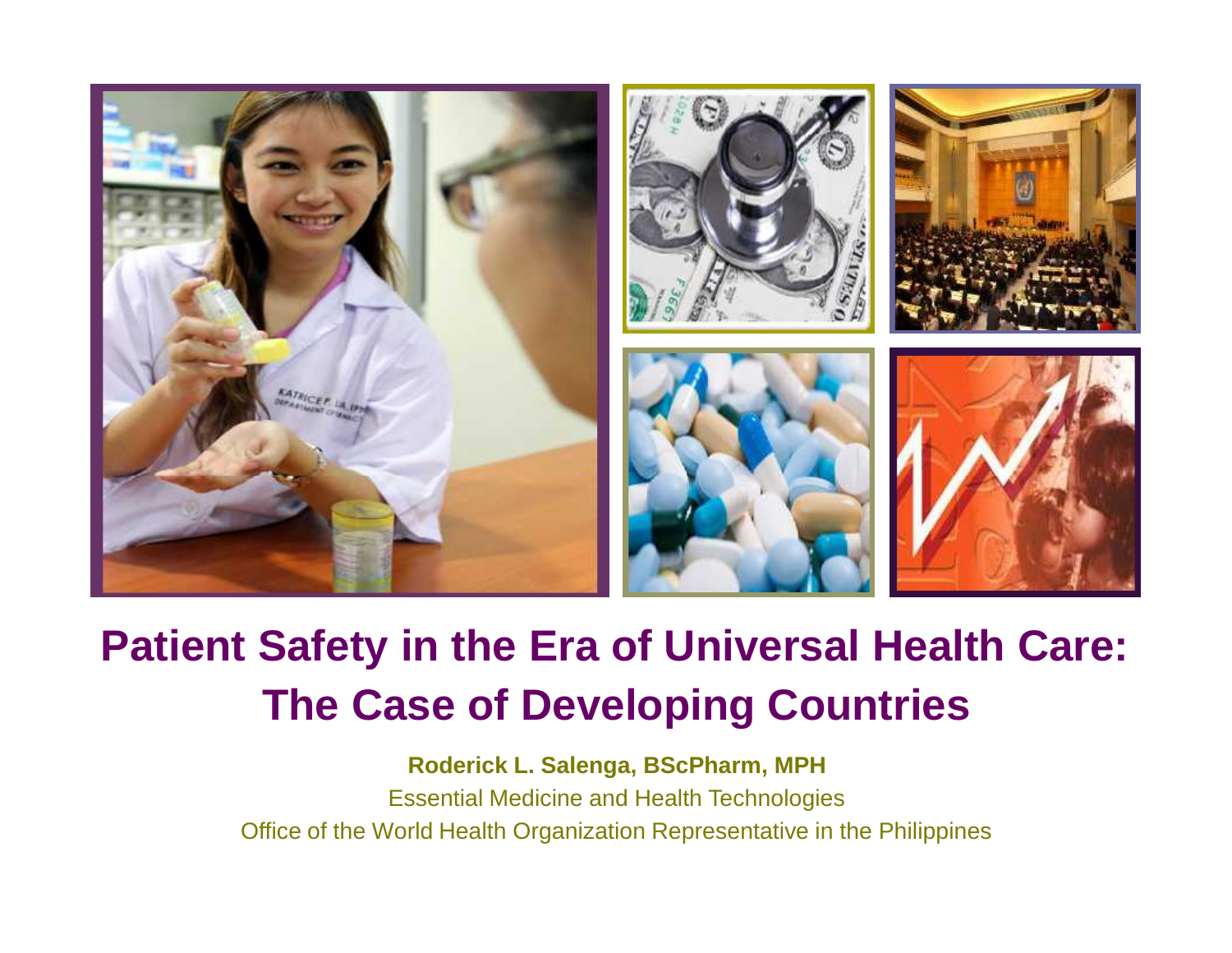# Patient Safety in the Era of Universal Health Care: The Case of Developing Countries

**Roderick L. Salenga, BScPharm, MPH**

Essential Medicine and Health Technologies

Office of the World Health Organization Representative in the Philippines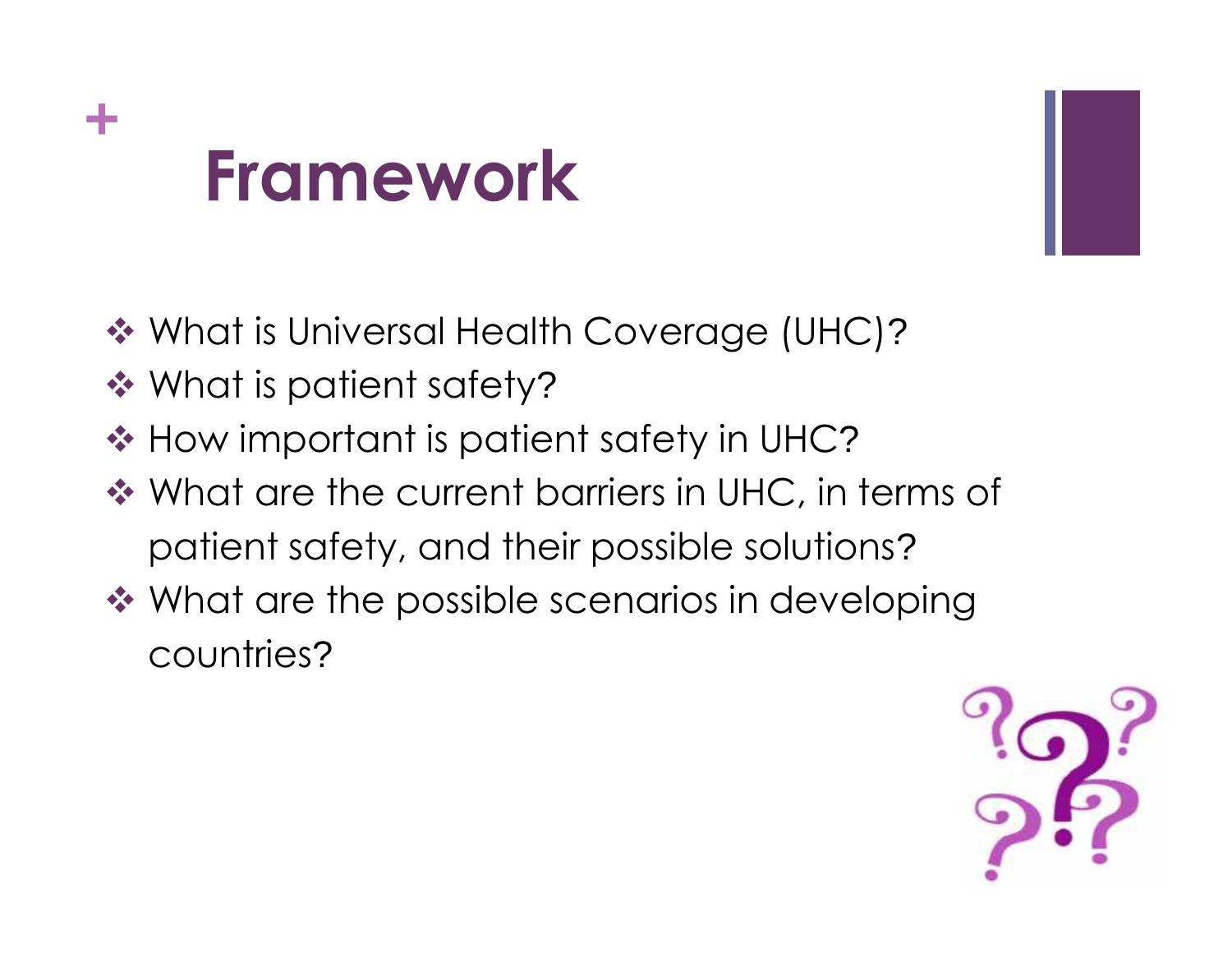# Framework

- What is Universal Health Coverage (UHC)?
- What is patient safety?
- How important is patient safety in UHC?
- What are the current barriers in UHC, in terms of patient safety, and their possible solutions?
- What are the possible scenarios in developing countries?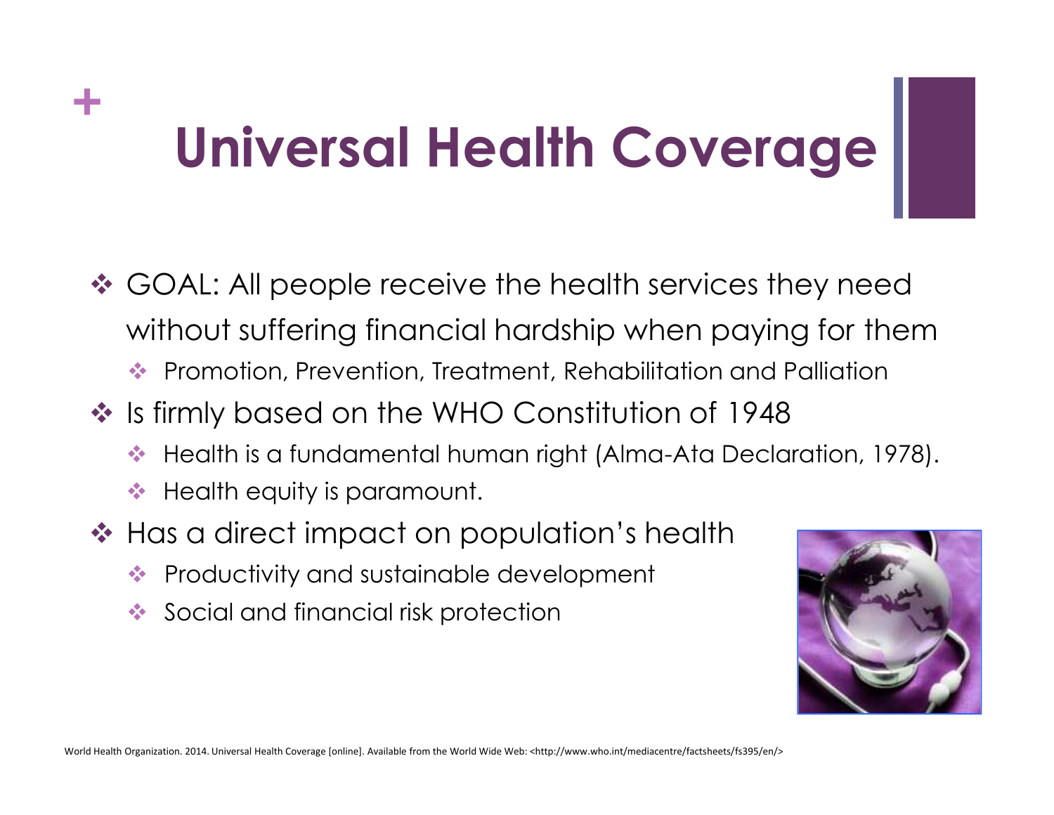# Universal Health Coverage

- GOAL: All people receive the health services they need without suffering financial hardship when paying for them
  - Promotion, Prevention, Treatment, Rehabilitation and Palliation
- Is firmly based on the WHO Constitution of 1948
  - Health is a fundamental human right (Alma-Ata Declaration, 1978).
  - Health equity is paramount.
- Has a direct impact on population's health
  - Productivity and sustainable development
  - Social and financial risk protection

World Health Organization. 2014. Universal Health Coverage [online]. Available from the World Wide Web: <http://www.who.int/mediacentre/factsheets/fs395/en/>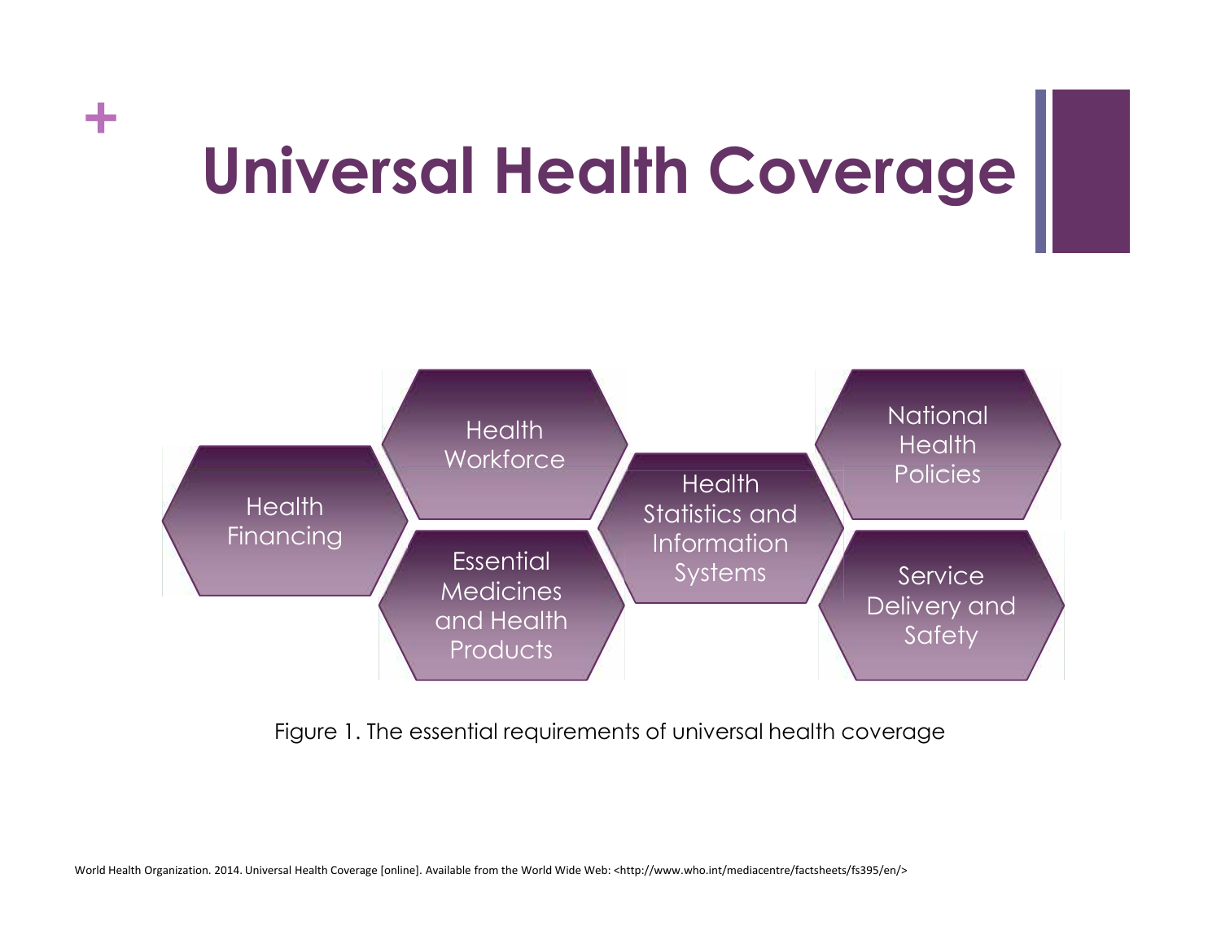# Universal Health Coverage

- Health Financing
- Health Workforce
- Essential Medicines and Health Products
- Health Statistics and Information Systems
- National Health Policies
- Service Delivery and Safety

Figure 1. The essential requirements of universal health coverage

World Health Organization. 2014. Universal Health Coverage [online]. Available from the World Wide Web: <http://www.who.int/mediacentre/factsheets/fs395/en/>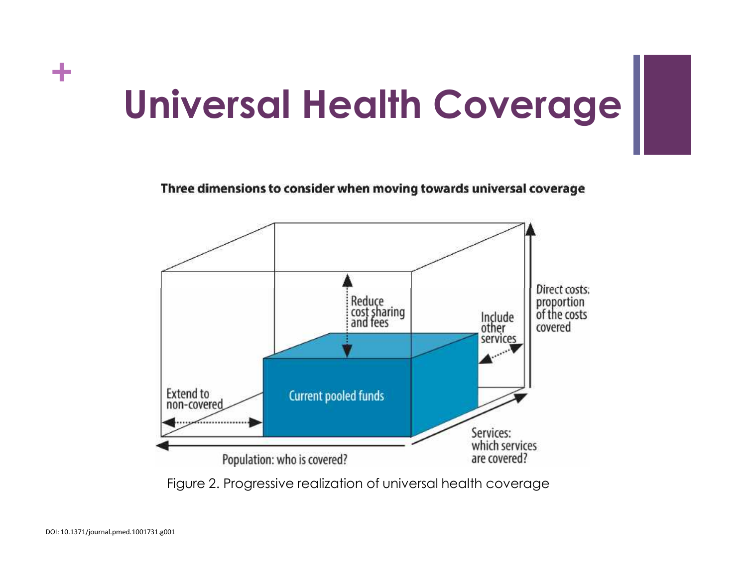# Universal Health Coverage

**Three dimensions to consider when moving towards universal coverage**

Reduce cost sharing and fees

Include other services

Direct costs: proportion of the costs covered

Extend to non-covered

Current pooled funds

Population: who is covered?

Services: which services are covered?

Figure 2. Progressive realization of universal health coverage

DOI: 10.1371/journal.pmed.1001731.g001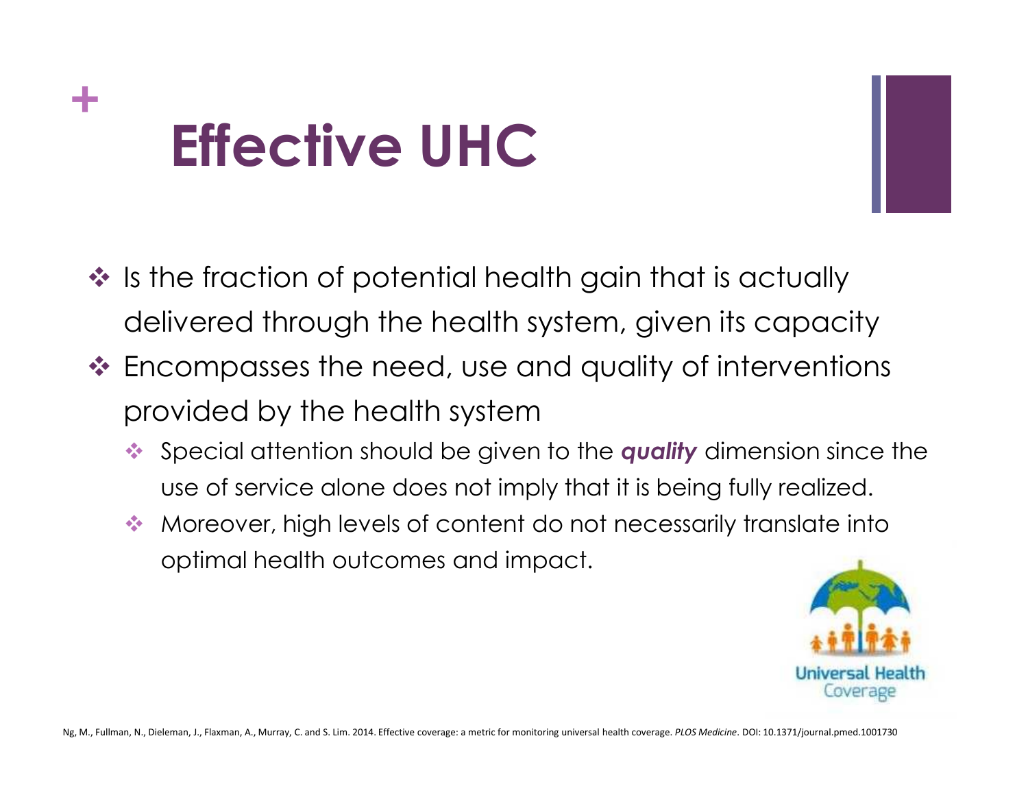# Effective UHC

- Is the fraction of potential health gain that is actually delivered through the health system, given its capacity
- Encompasses the need, use and quality of interventions provided by the health system
  - Special attention should be given to the ***quality*** dimension since the use of service alone does not imply that it is being fully realized.
  - Moreover, high levels of content do not necessarily translate into optimal health outcomes and impact.

Universal Health Coverage

Ng, M., Fullman, N., Dieleman, J., Flaxman, A., Murray, C. and S. Lim. 2014. Effective coverage: a metric for monitoring universal health coverage. *PLOS Medicine*. DOI: 10.1371/journal.pmed.1001730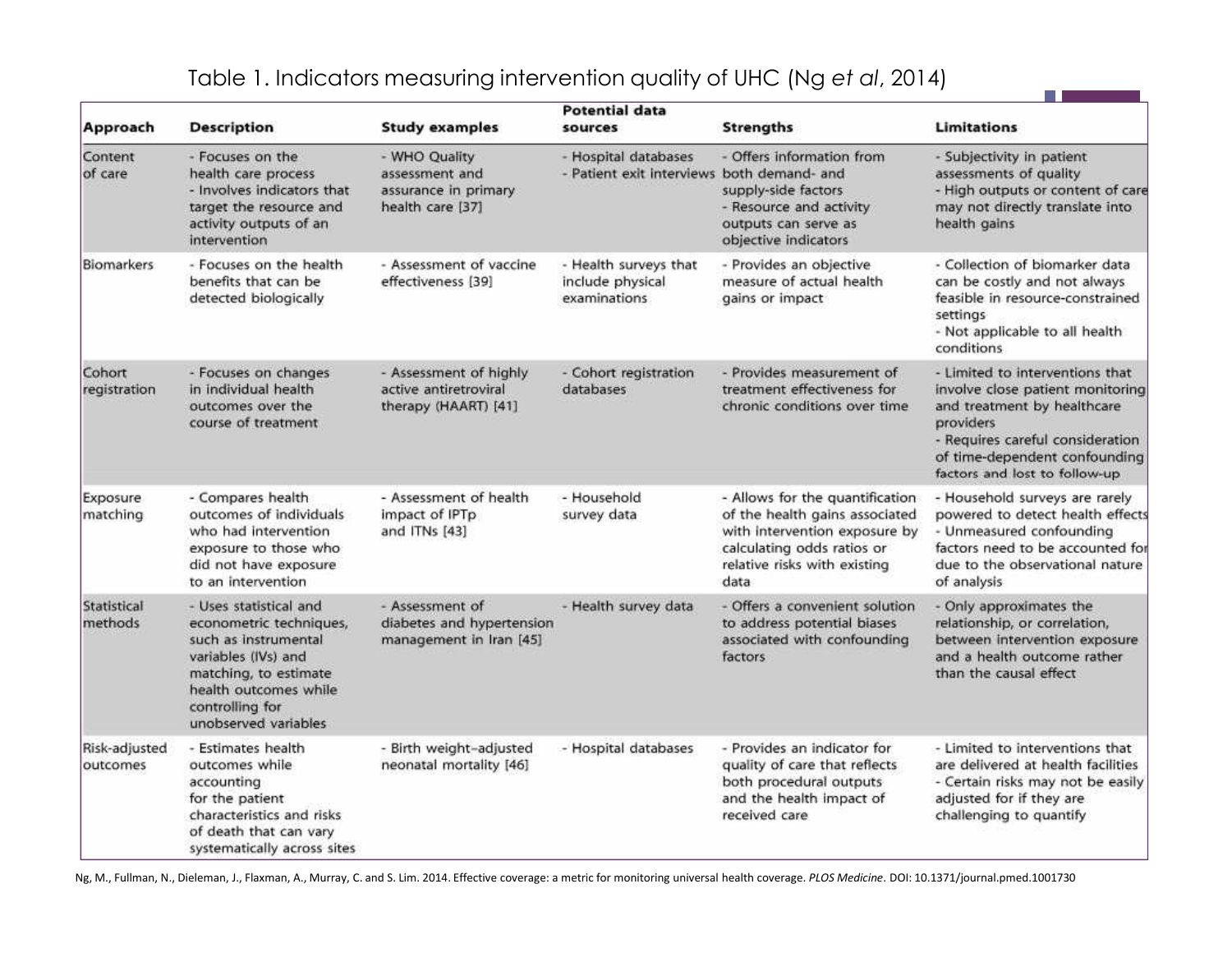# Table 1. Indicators measuring intervention quality of UHC (Ng *et al*, 2014)

| Approach | Description | Study examples | Potential data sources | Strengths | Limitations |
|---|---|---|---|---|---|
| Content of care | - Focuses on the health care process<br>- Involves indicators that target the resource and activity outputs of an intervention | - WHO Quality assessment and assurance in primary health care [37] | - Hospital databases<br>- Patient exit interviews | - Offers information from both demand- and supply-side factors<br>- Resource and activity outputs can serve as objective indicators | - Subjectivity in patient assessments of quality<br>- High outputs or content of care may not directly translate into health gains |
| Biomarkers | - Focuses on the health benefits that can be detected biologically | - Assessment of vaccine effectiveness [39] | - Health surveys that include physical examinations | - Provides an objective measure of actual health gains or impact | - Collection of biomarker data can be costly and not always feasible in resource-constrained settings<br>- Not applicable to all health conditions |
| Cohort registration | - Focuses on changes in individual health outcomes over the course of treatment | - Assessment of highly active antiretroviral therapy (HAART) [41] | - Cohort registration databases | - Provides measurement of treatment effectiveness for chronic conditions over time | - Limited to interventions that involve close patient monitoring and treatment by healthcare providers<br>- Requires careful consideration of time-dependent confounding factors and lost to follow-up |
| Exposure matching | - Compares health outcomes of individuals who had intervention exposure to those who did not have exposure to an intervention | - Assessment of health impact of IPTp and ITNs [43] | - Household survey data | - Allows for the quantification of the health gains associated with intervention exposure by calculating odds ratios or relative risks with existing data | - Household surveys are rarely powered to detect health effects<br>- Unmeasured confounding factors need to be accounted for due to the observational nature of analysis |
| Statistical methods | - Uses statistical and econometric techniques, such as instrumental variables (IVs) and matching, to estimate health outcomes while controlling for unobserved variables | - Assessment of diabetes and hypertension management in Iran [45] | - Health survey data | - Offers a convenient solution to address potential biases associated with confounding factors | - Only approximates the relationship, or correlation, between intervention exposure and a health outcome rather than the causal effect |
| Risk-adjusted outcomes | - Estimates health outcomes while accounting for the patient characteristics and risks of death that can vary systematically across sites | - Birth weight–adjusted neonatal mortality [46] | - Hospital databases | - Provides an indicator for quality of care that reflects both procedural outputs and the health impact of received care | - Limited to interventions that are delivered at health facilities<br>- Certain risks may not be easily adjusted for if they are challenging to quantify |

Ng, M., Fullman, N., Dieleman, J., Flaxman, A., Murray, C. and S. Lim. 2014. Effective coverage: a metric for monitoring universal health coverage. *PLOS Medicine*. DOI: 10.1371/journal.pmed.1001730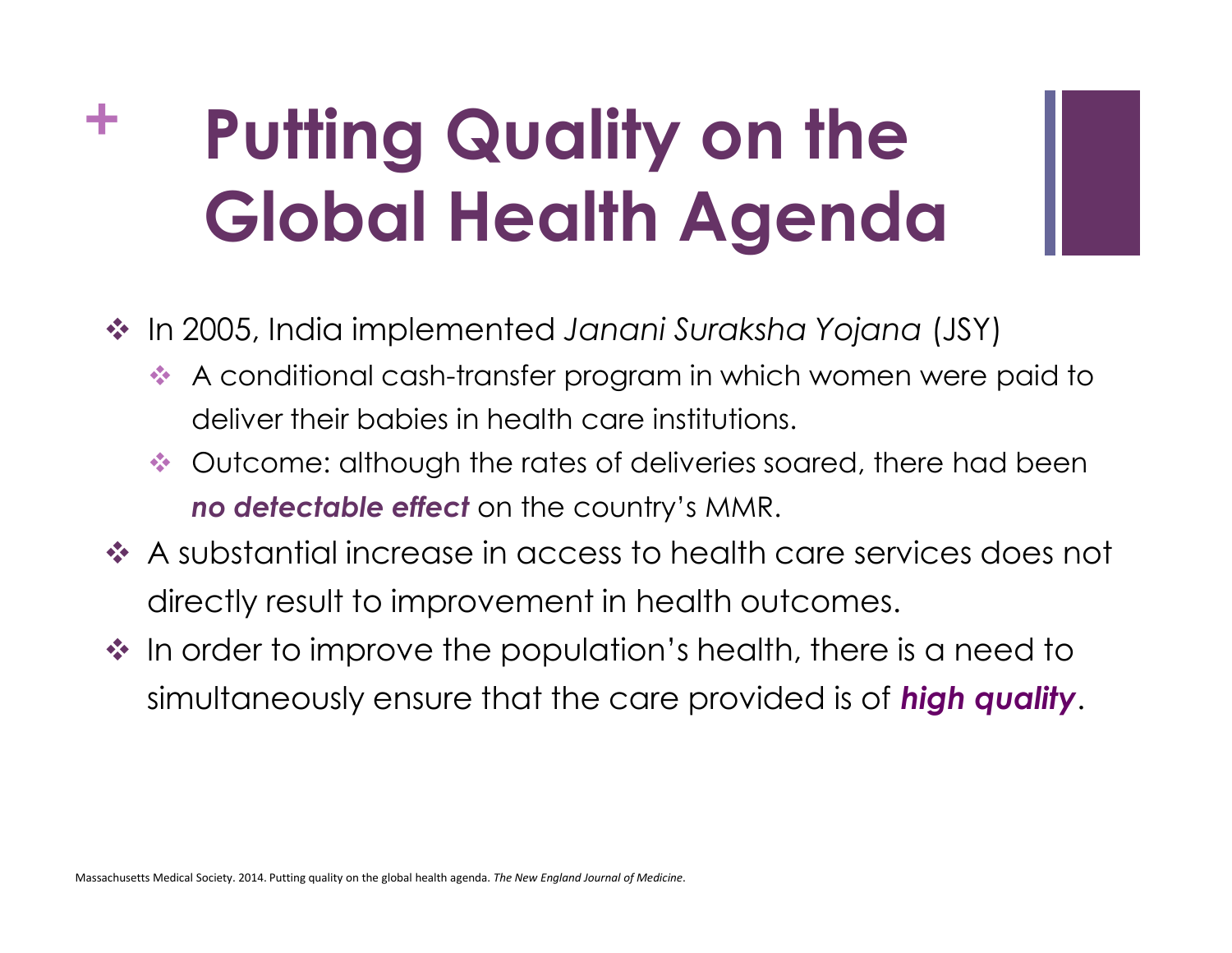# Putting Quality on the Global Health Agenda

- In 2005, India implemented *Janani Suraksha Yojana* (JSY)
  - A conditional cash-transfer program in which women were paid to deliver their babies in health care institutions.
  - Outcome: although the rates of deliveries soared, there had been ***no detectable effect*** on the country's MMR.
- A substantial increase in access to health care services does not directly result to improvement in health outcomes.
- In order to improve the population's health, there is a need to simultaneously ensure that the care provided is of ***high quality***.

Massachusetts Medical Society. 2014. Putting quality on the global health agenda. *The New England Journal of Medicine*.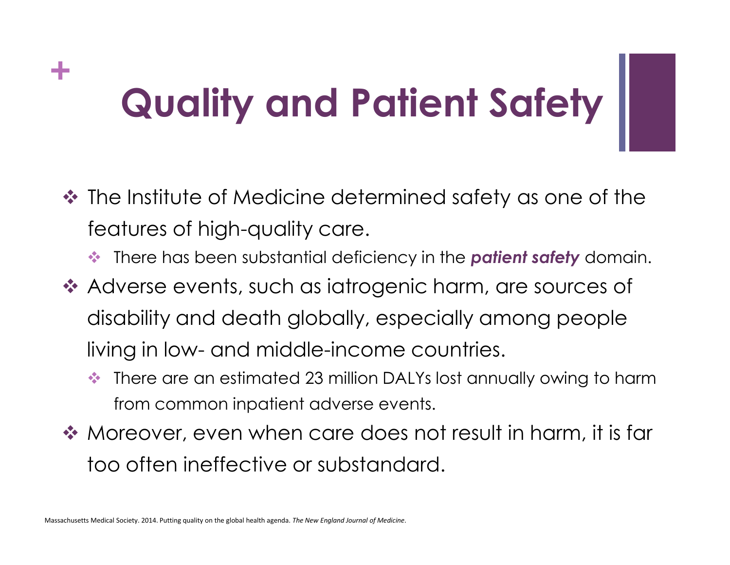# Quality and Patient Safety

- The Institute of Medicine determined safety as one of the features of high-quality care.
  - There has been substantial deficiency in the ***patient safety*** domain.
- Adverse events, such as iatrogenic harm, are sources of disability and death globally, especially among people living in low- and middle-income countries.
  - There are an estimated 23 million DALYs lost annually owing to harm from common inpatient adverse events.
- Moreover, even when care does not result in harm, it is far too often ineffective or substandard.

Massachusetts Medical Society. 2014. Putting quality on the global health agenda. *The New England Journal of Medicine*.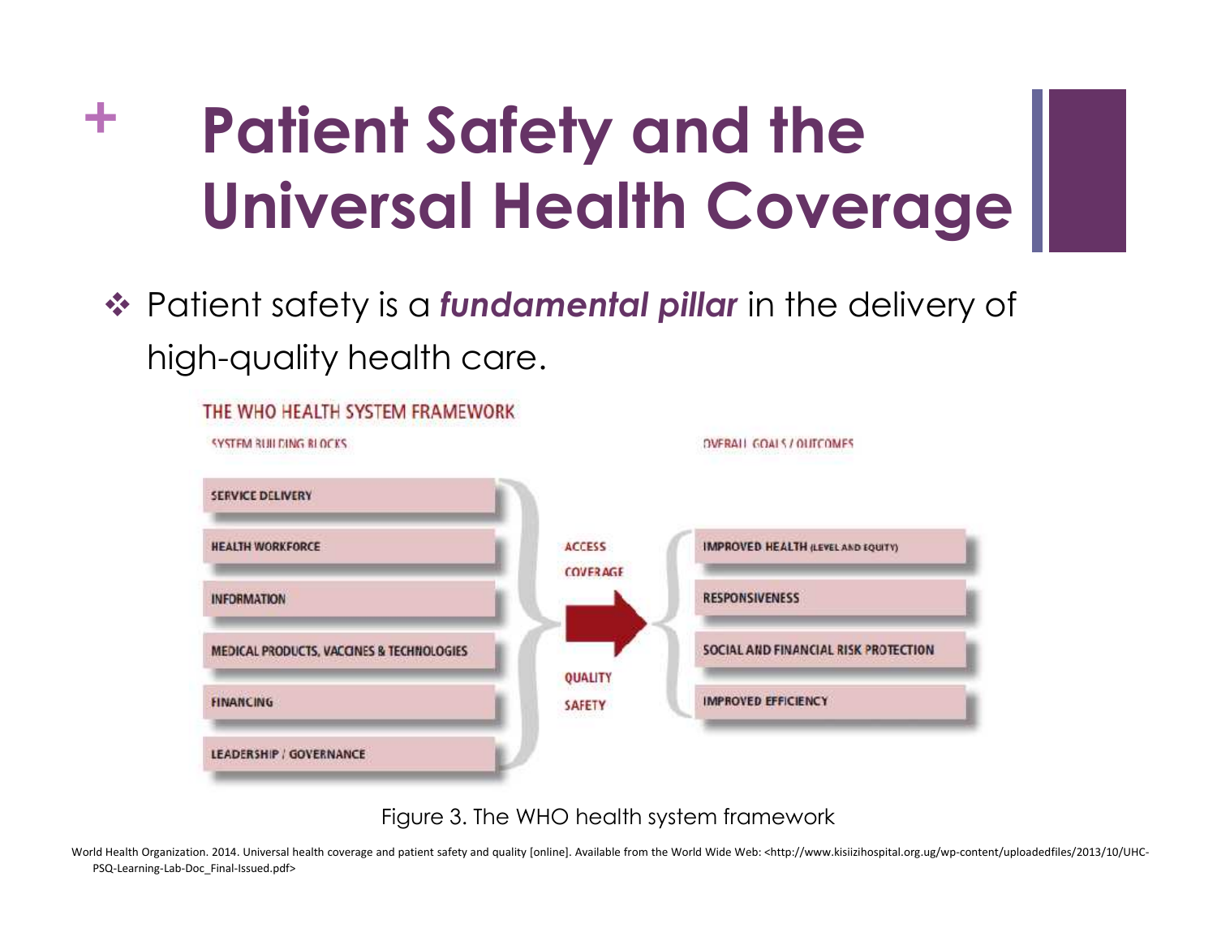# Patient Safety and the Universal Health Coverage

- Patient safety is a ***fundamental pillar*** in the delivery of high-quality health care.

THE WHO HEALTH SYSTEM FRAMEWORK

| SYSTEM BUILDING BLOCKS | | OVERALL GOALS / OUTCOMES |
|---|---|---|
| SERVICE DELIVERY | ACCESS | IMPROVED HEALTH (LEVEL AND EQUITY) |
| HEALTH WORKFORCE | COVERAGE | RESPONSIVENESS |
| INFORMATION | QUALITY | SOCIAL AND FINANCIAL RISK PROTECTION |
| MEDICAL PRODUCTS, VACCINES & TECHNOLOGIES | SAFETY | IMPROVED EFFICIENCY |
| FINANCING | | |
| LEADERSHIP / GOVERNANCE | | |

Figure 3. The WHO health system framework

World Health Organization. 2014. Universal health coverage and patient safety and quality [online]. Available from the World Wide Web: <http://www.kisiizihospital.org.ug/wp-content/uploadedfiles/2013/10/UHC-PSQ-Learning-Lab-Doc_Final-Issued.pdf>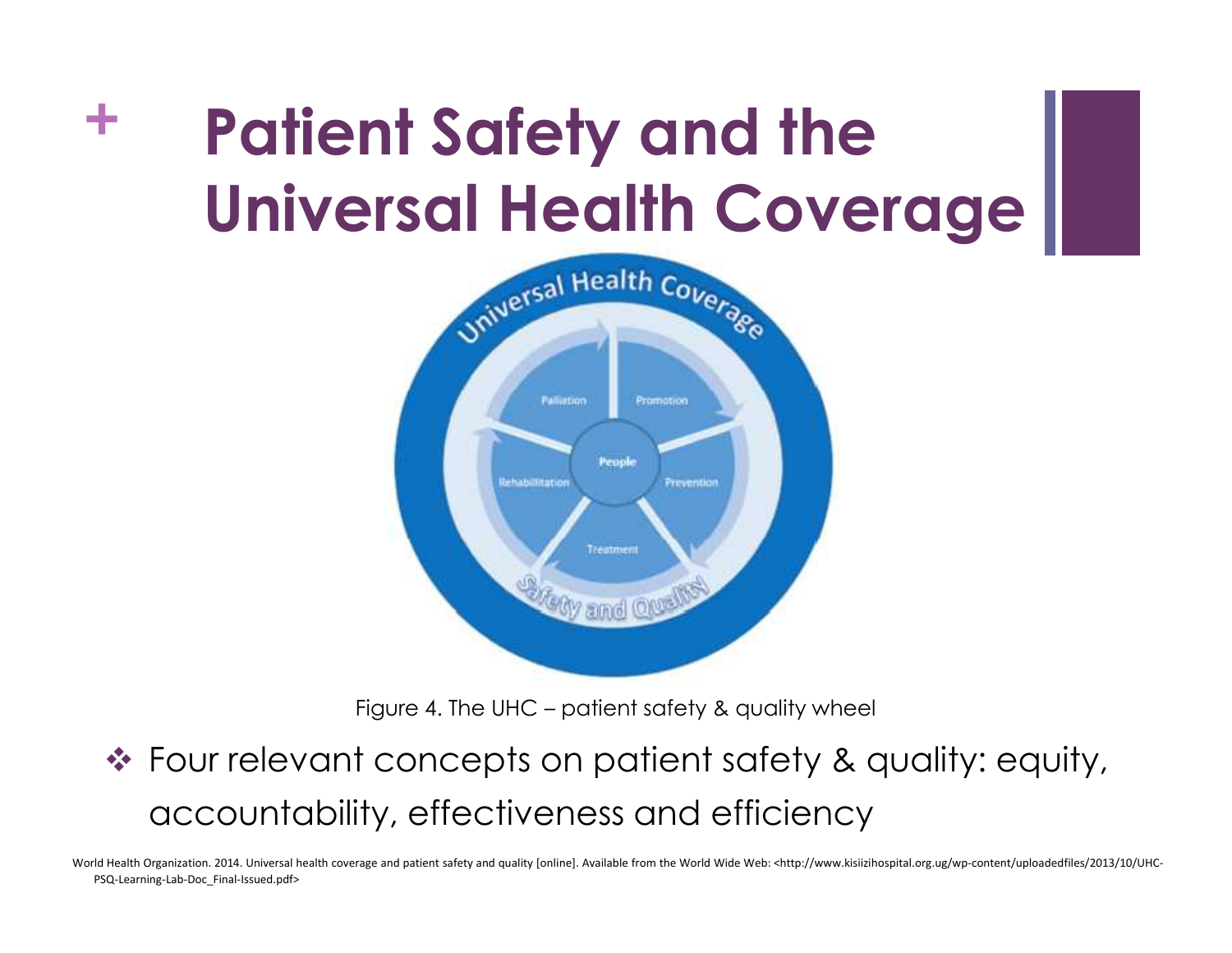# Patient Safety and the Universal Health Coverage

Figure 4. The UHC – patient safety & quality wheel

- Four relevant concepts on patient safety & quality: equity, accountability, effectiveness and efficiency

World Health Organization. 2014. Universal health coverage and patient safety and quality [online]. Available from the World Wide Web: <http://www.kisiizihospital.org.ug/wp-content/uploadedfiles/2013/10/UHC-PSQ-Learning-Lab-Doc_Final-Issued.pdf>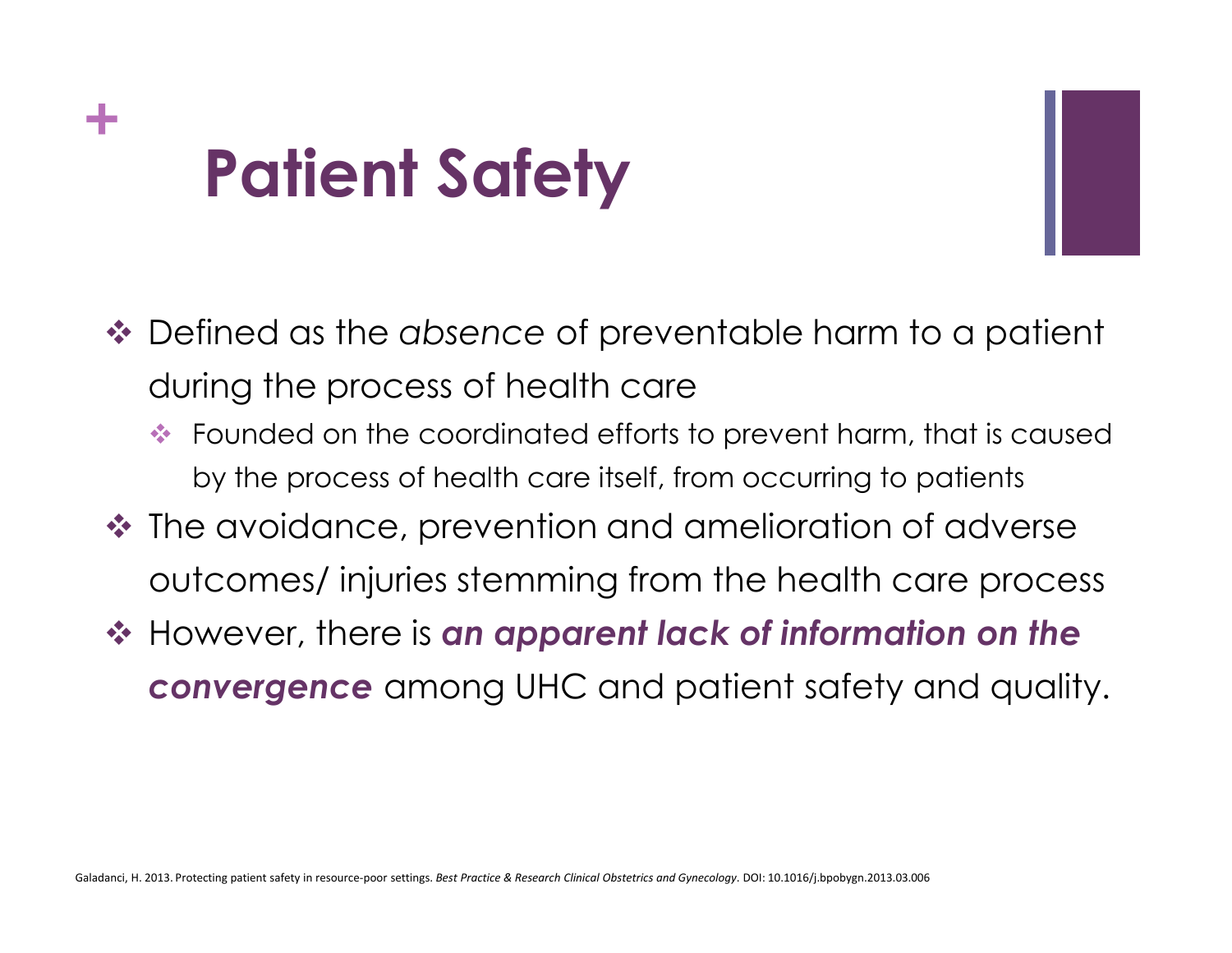# Patient Safety

- Defined as the *absence* of preventable harm to a patient during the process of health care
  - Founded on the coordinated efforts to prevent harm, that is caused by the process of health care itself, from occurring to patients
- The avoidance, prevention and amelioration of adverse outcomes/ injuries stemming from the health care process
- However, there is ***an apparent lack of information on the convergence*** among UHC and patient safety and quality.

Galadanci, H. 2013. Protecting patient safety in resource-poor settings. *Best Practice & Research Clinical Obstetrics and Gynecology*. DOI: 10.1016/j.bpobygn.2013.03.006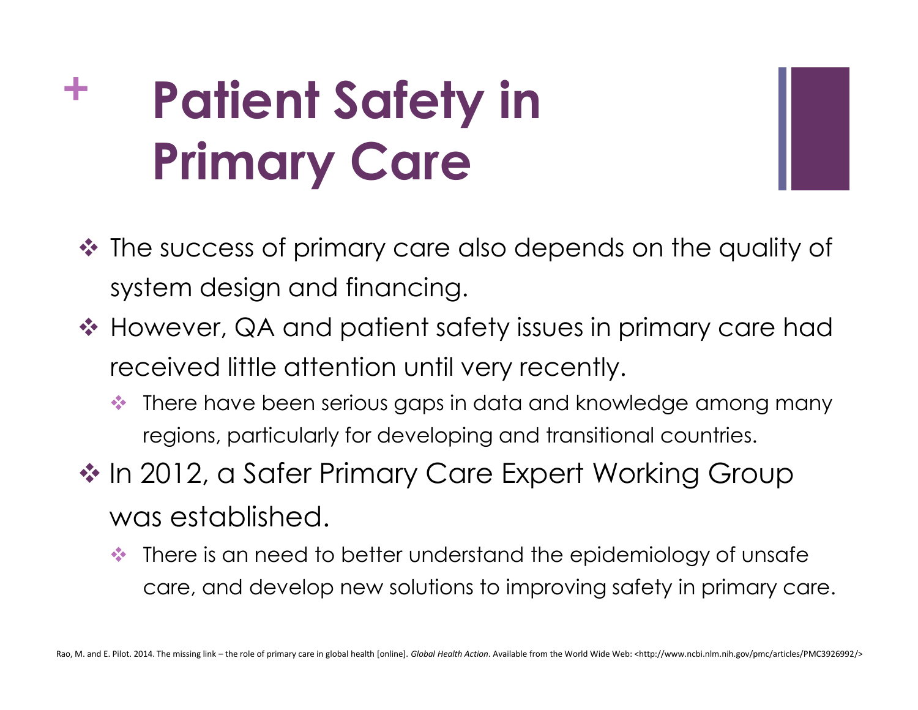# Patient Safety in Primary Care

- The success of primary care also depends on the quality of system design and financing.
- However, QA and patient safety issues in primary care had received little attention until very recently.
  - There have been serious gaps in data and knowledge among many regions, particularly for developing and transitional countries.
- In 2012, a Safer Primary Care Expert Working Group was established.
  - There is an need to better understand the epidemiology of unsafe care, and develop new solutions to improving safety in primary care.

Rao, M. and E. Pilot. 2014. The missing link – the role of primary care in global health [online]. *Global Health Action*. Available from the World Wide Web: <http://www.ncbi.nlm.nih.gov/pmc/articles/PMC3926992/>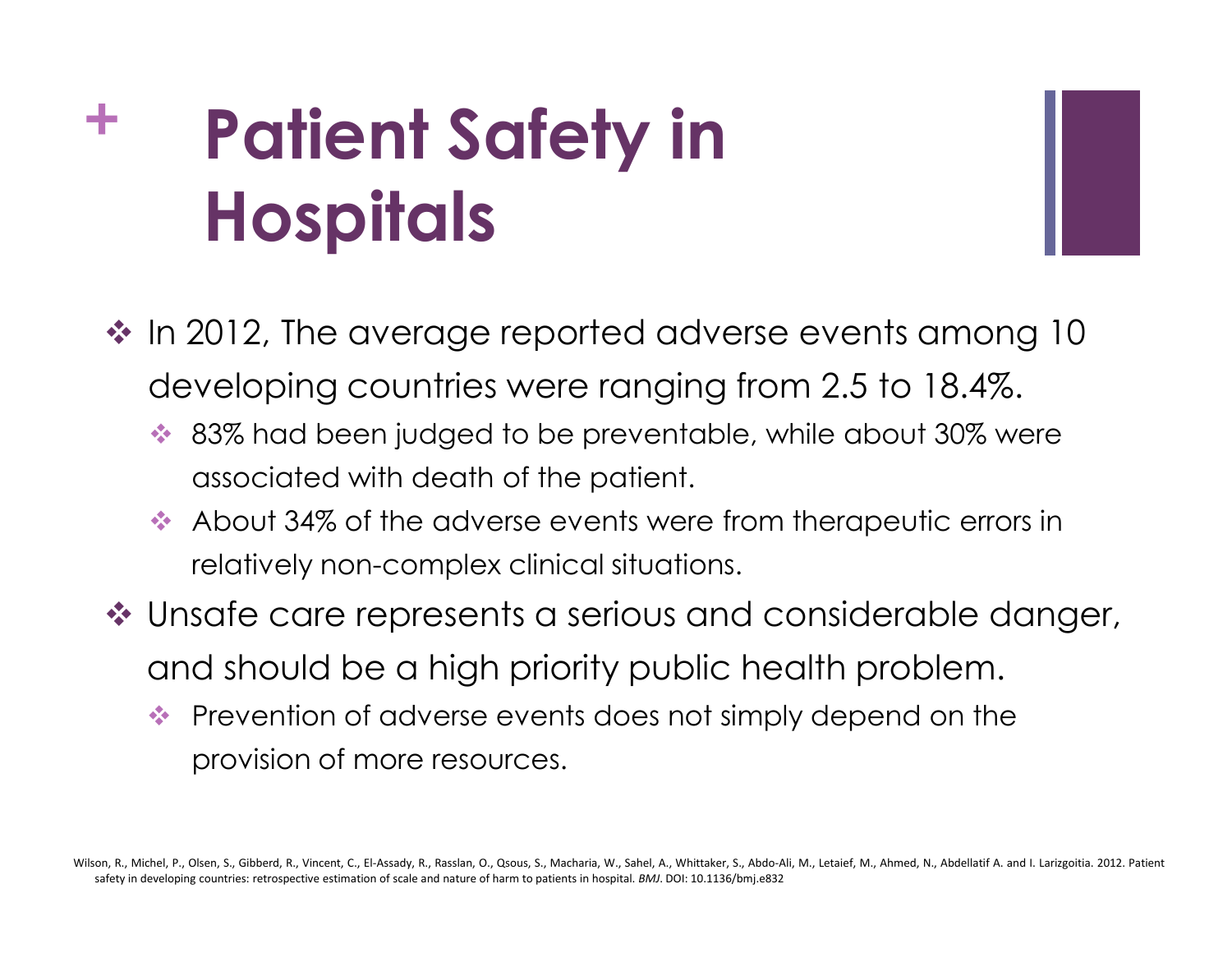# Patient Safety in Hospitals

- In 2012, The average reported adverse events among 10 developing countries were ranging from 2.5 to 18.4%.
  - 83% had been judged to be preventable, while about 30% were associated with death of the patient.
  - About 34% of the adverse events were from therapeutic errors in relatively non-complex clinical situations.
- Unsafe care represents a serious and considerable danger, and should be a high priority public health problem.
  - Prevention of adverse events does not simply depend on the provision of more resources.

Wilson, R., Michel, P., Olsen, S., Gibberd, R., Vincent, C., El-Assady, R., Rasslan, O., Qsous, S., Macharia, W., Sahel, A., Whittaker, S., Abdo-Ali, M., Letaief, M., Ahmed, N., Abdellatif A. and I. Larizgoitia. 2012. Patient safety in developing countries: retrospective estimation of scale and nature of harm to patients in hospital. *BMJ*. DOI: 10.1136/bmj.e832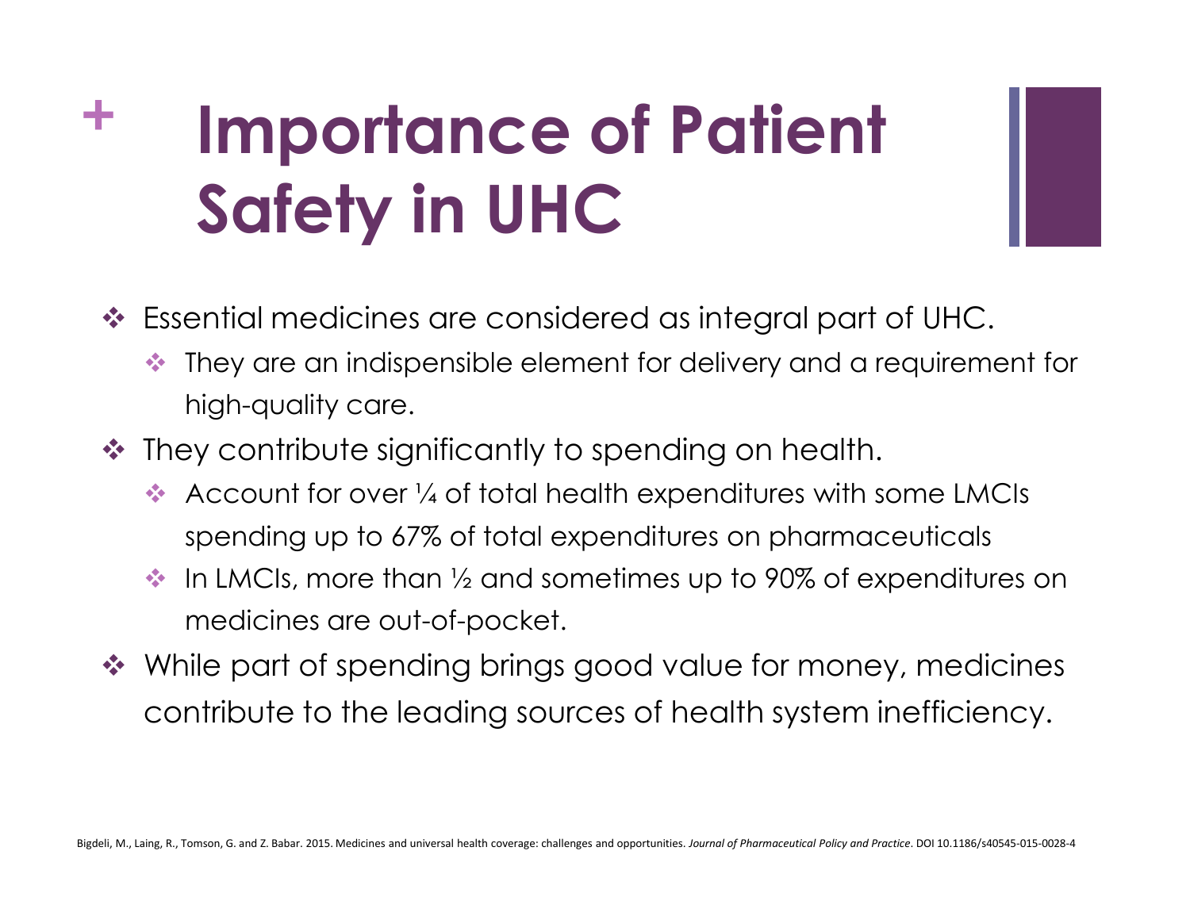# Importance of Patient Safety in UHC

- Essential medicines are considered as integral part of UHC.
  - They are an indispensible element for delivery and a requirement for high-quality care.
- They contribute significantly to spending on health.
  - Account for over ¼ of total health expenditures with some LMCIs spending up to 67% of total expenditures on pharmaceuticals
  - In LMCIs, more than ½ and sometimes up to 90% of expenditures on medicines are out-of-pocket.
- While part of spending brings good value for money, medicines contribute to the leading sources of health system inefficiency.

Bigdeli, M., Laing, R., Tomson, G. and Z. Babar. 2015. Medicines and universal health coverage: challenges and opportunities. *Journal of Pharmaceutical Policy and Practice*. DOI 10.1186/s40545-015-0028-4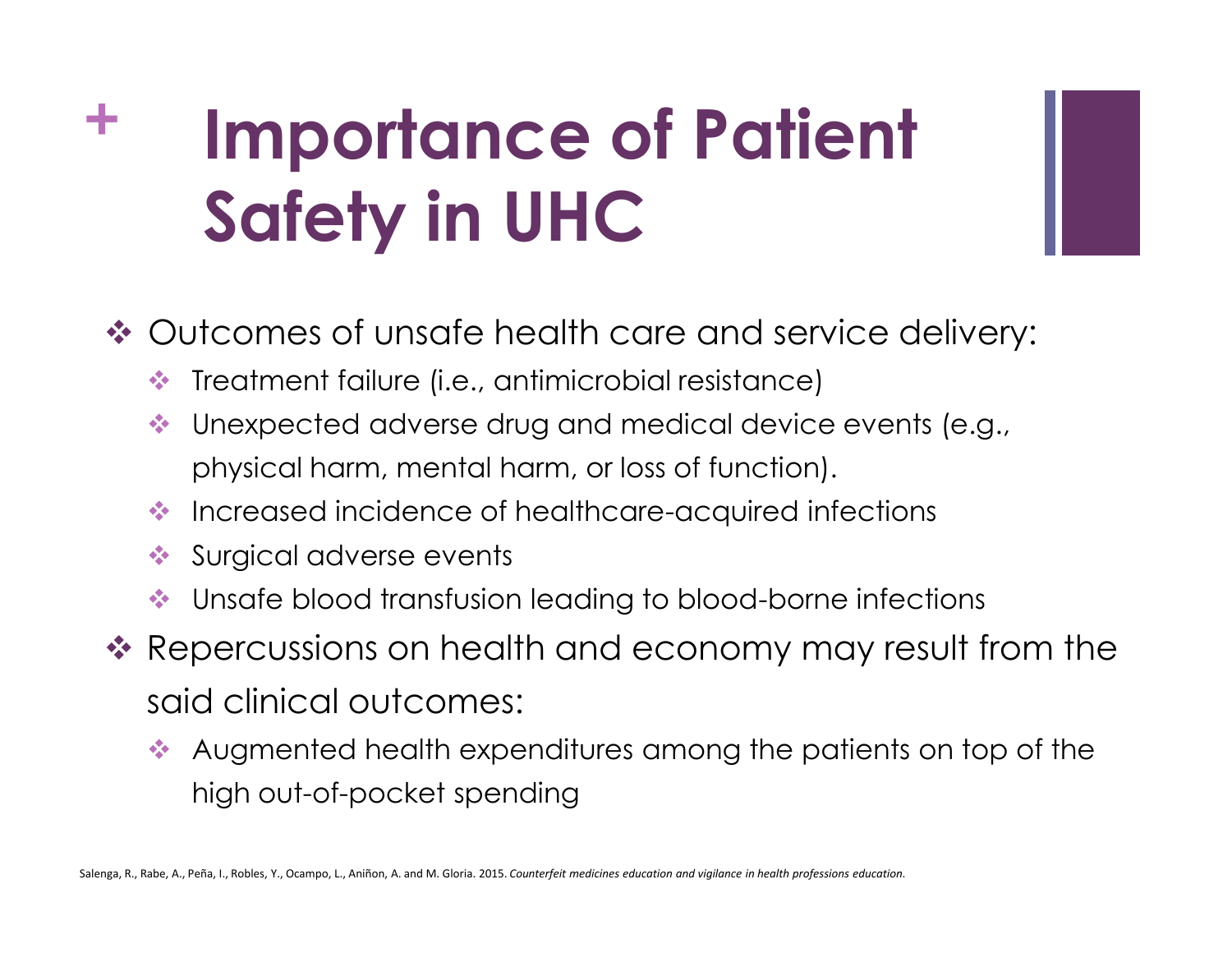# Importance of Patient Safety in UHC

- Outcomes of unsafe health care and service delivery:
  - Treatment failure (i.e., antimicrobial resistance)
  - Unexpected adverse drug and medical device events (e.g., physical harm, mental harm, or loss of function).
  - Increased incidence of healthcare-acquired infections
  - Surgical adverse events
  - Unsafe blood transfusion leading to blood-borne infections
- Repercussions on health and economy may result from the said clinical outcomes:
  - Augmented health expenditures among the patients on top of the high out-of-pocket spending

Salenga, R., Rabe, A., Peña, I., Robles, Y., Ocampo, L., Aniñon, A. and M. Gloria. 2015. *Counterfeit medicines education and vigilance in health professions education.*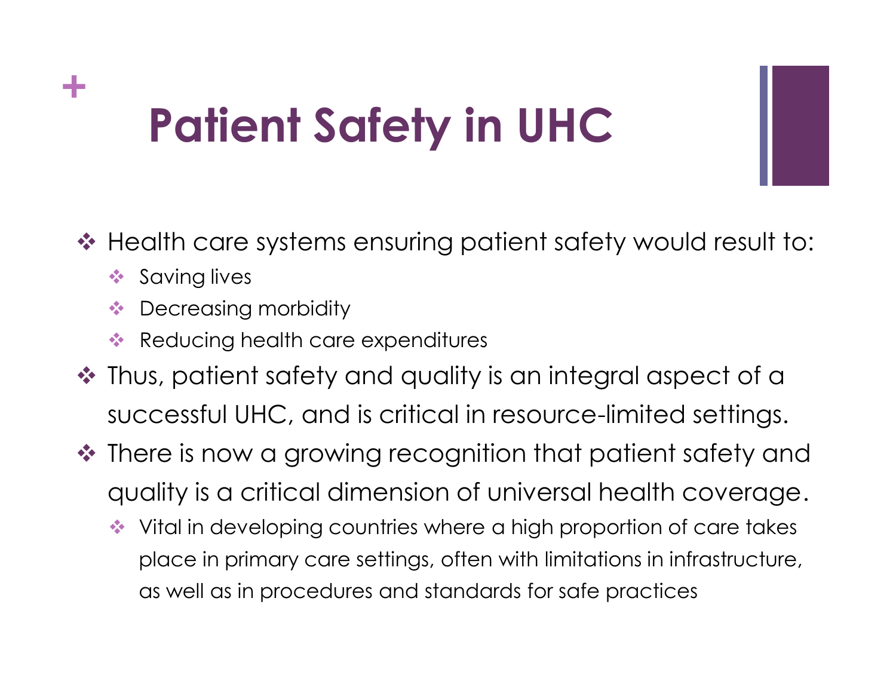# Patient Safety in UHC

- Health care systems ensuring patient safety would result to:
  - Saving lives
  - Decreasing morbidity
  - Reducing health care expenditures
- Thus, patient safety and quality is an integral aspect of a successful UHC, and is critical in resource-limited settings.
- There is now a growing recognition that patient safety and quality is a critical dimension of universal health coverage.
  - Vital in developing countries where a high proportion of care takes place in primary care settings, often with limitations in infrastructure, as well as in procedures and standards for safe practices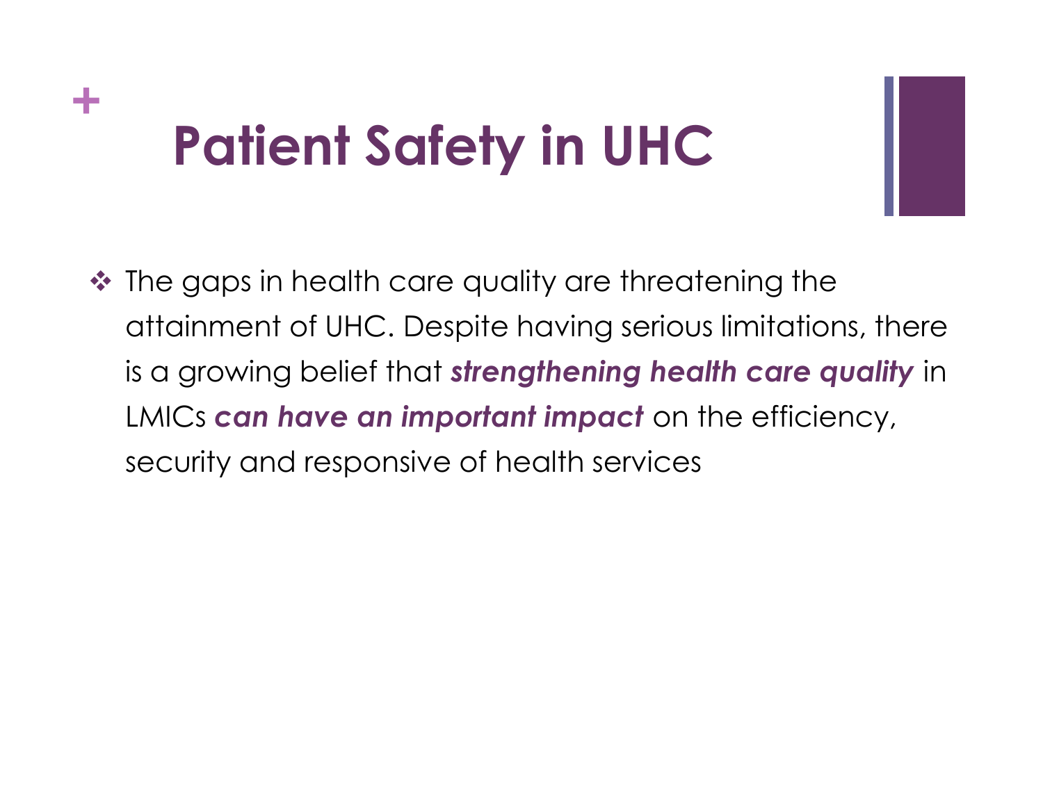# Patient Safety in UHC

- The gaps in health care quality are threatening the attainment of UHC. Despite having serious limitations, there is a growing belief that ***strengthening health care quality*** in LMICs ***can have an important impact*** on the efficiency, security and responsive of health services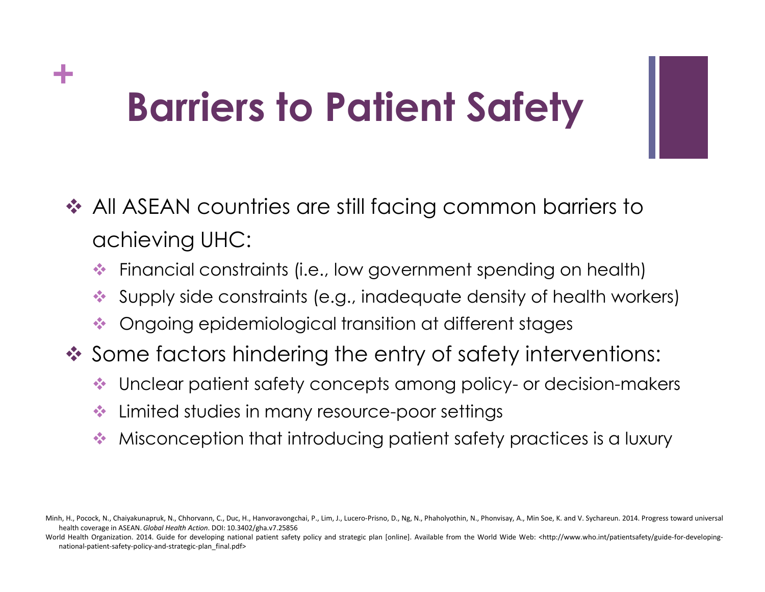# Barriers to Patient Safety

- All ASEAN countries are still facing common barriers to achieving UHC:
  - Financial constraints (i.e., low government spending on health)
  - Supply side constraints (e.g., inadequate density of health workers)
  - Ongoing epidemiological transition at different stages
- Some factors hindering the entry of safety interventions:
  - Unclear patient safety concepts among policy- or decision-makers
  - Limited studies in many resource-poor settings
  - Misconception that introducing patient safety practices is a luxury

Minh, H., Pocock, N., Chaiyakunapruk, N., Chhorvann, C., Duc, H., Hanvoravongchai, P., Lim, J., Lucero-Prisno, D., Ng, N., Phaholyothin, N., Phonvisay, A., Min Soe, K. and V. Sychareun. 2014. Progress toward universal health coverage in ASEAN. *Global Health Action*. DOI: 10.3402/gha.v7.25856

World Health Organization. 2014. Guide for developing national patient safety policy and strategic plan [online]. Available from the World Wide Web: <http://www.who.int/patientsafety/guide-for-developing-national-patient-safety-policy-and-strategic-plan_final.pdf>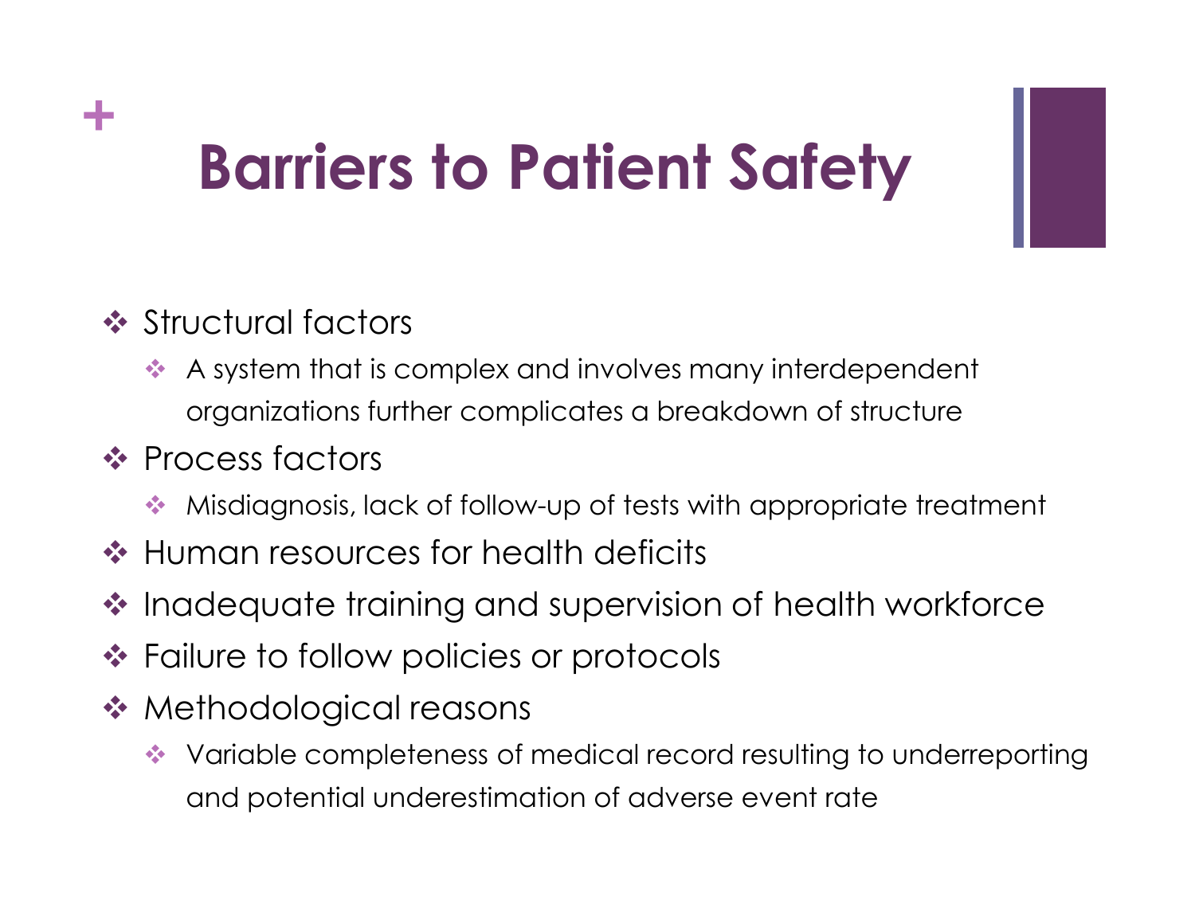# Barriers to Patient Safety

- Structural factors
  - A system that is complex and involves many interdependent organizations further complicates a breakdown of structure
- Process factors
  - Misdiagnosis, lack of follow-up of tests with appropriate treatment
- Human resources for health deficits
- Inadequate training and supervision of health workforce
- Failure to follow policies or protocols
- Methodological reasons
  - Variable completeness of medical record resulting to underreporting and potential underestimation of adverse event rate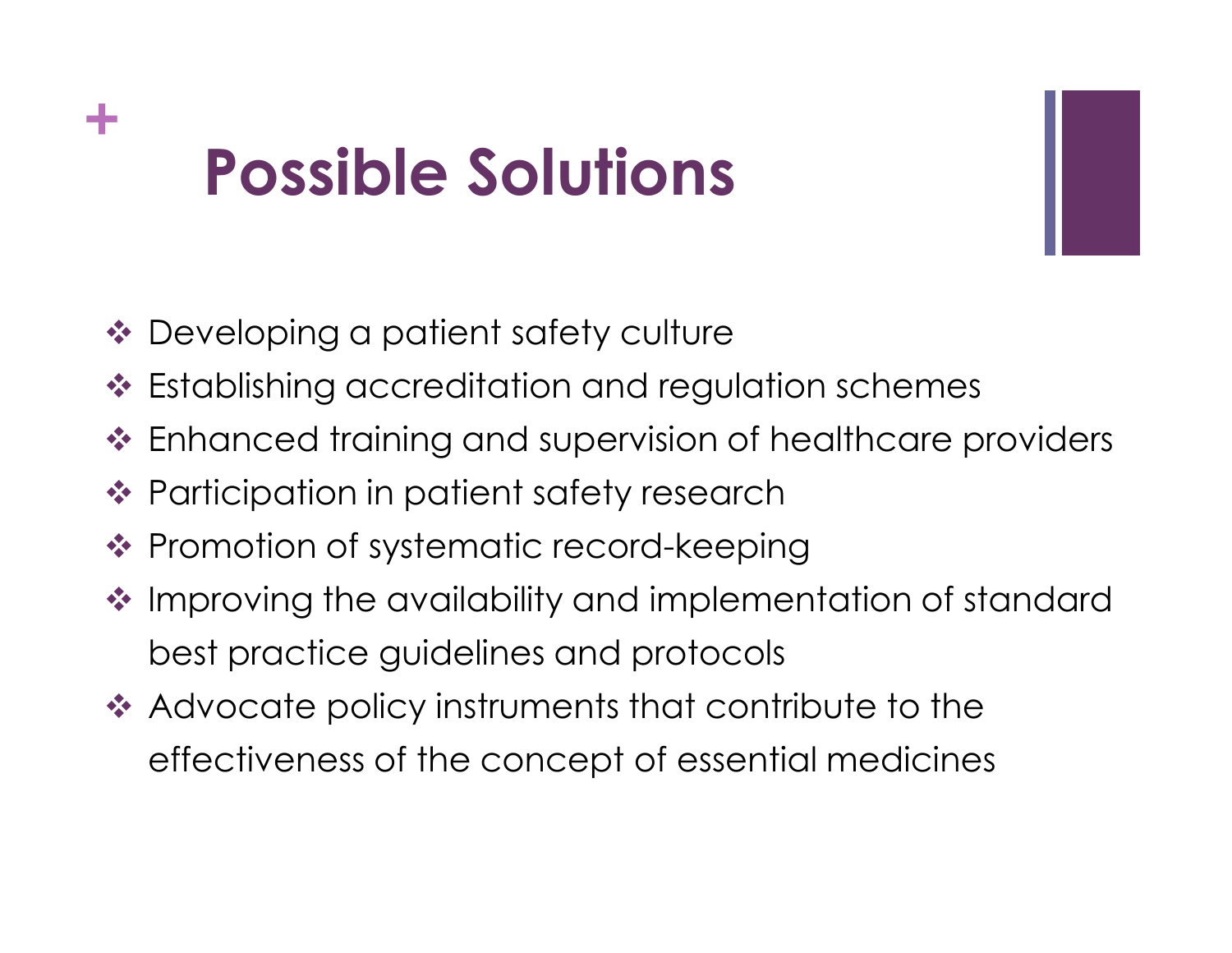# Possible Solutions

- Developing a patient safety culture
- Establishing accreditation and regulation schemes
- Enhanced training and supervision of healthcare providers
- Participation in patient safety research
- Promotion of systematic record-keeping
- Improving the availability and implementation of standard best practice guidelines and protocols
- Advocate policy instruments that contribute to the effectiveness of the concept of essential medicines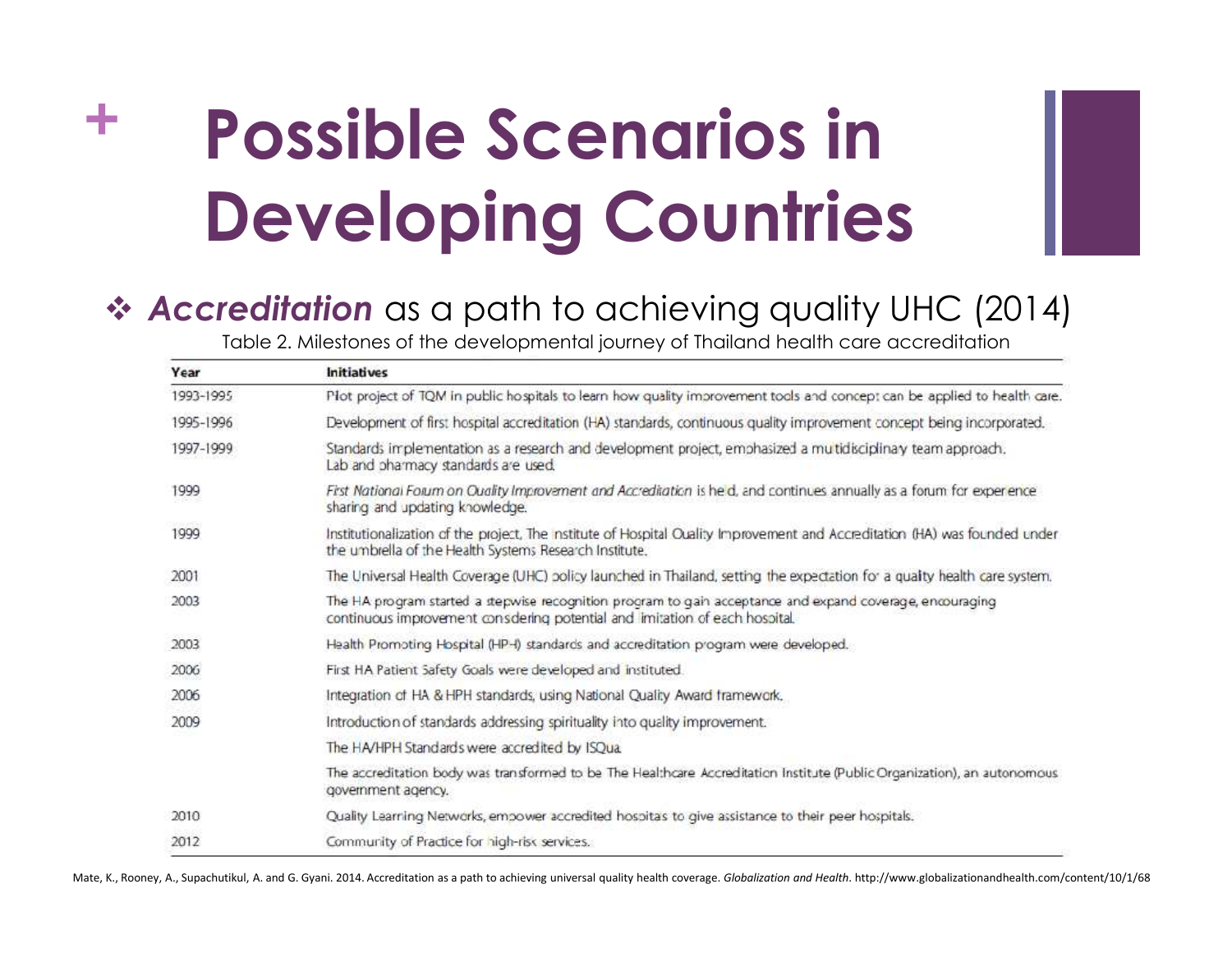# Possible Scenarios in Developing Countries

- ***Accreditation*** as a path to achieving quality UHC (2014)

Table 2. Milestones of the developmental journey of Thailand health care accreditation

| Year | Initiatives |
|---|---|
| 1993-1995 | Pilot project of TQM in public hospitals to learn how quality improvement tools and concept can be applied to health care. |
| 1995-1996 | Development of first hospital accreditation (HA) standards, continuous quality improvement concept being incorporated. |
| 1997-1999 | Standards implementation as a research and development project, emphasized a multidisciplinary team approach. Lab and pharmacy standards are used. |
| 1999 | *First National Forum on Quality Improvement and Accreditation* is held, and continues annually as a forum for experience sharing and updating knowledge. |
| 1999 | Institutionalization of the project. The Institute of Hospital Quality Improvement and Accreditation (HA) was founded under the umbrella of the Health Systems Research Institute. |
| 2001 | The Universal Health Coverage (UHC) policy launched in Thailand, setting the expectation for a quality health care system. |
| 2003 | The HA program started a stepwise recognition program to gain acceptance and expand coverage, encouraging continuous improvement considering potential and limitation of each hospital. |
| 2003 | Health Promoting Hospital (HPH) standards and accreditation program were developed. |
| 2006 | First HA Patient Safety Goals were developed and instituted. |
| 2006 | Integration of HA & HPH standards, using National Quality Award framework. |
| 2009 | Introduction of standards addressing spirituality into quality improvement. |
| | The HA/HPH Standards were accredited by ISQua. |
| | The accreditation body was transformed to be The Healthcare Accreditation Institute (Public Organization), an autonomous government agency. |
| 2010 | Quality Learning Networks, empower accredited hospitals to give assistance to their peer hospitals. |
| 2012 | Community of Practice for high-risk services. |

Mate, K., Rooney, A., Supachutikul, A. and G. Gyani. 2014. Accreditation as a path to achieving universal quality health coverage. *Globalization and Health*. http://www.globalizationandhealth.com/content/10/1/68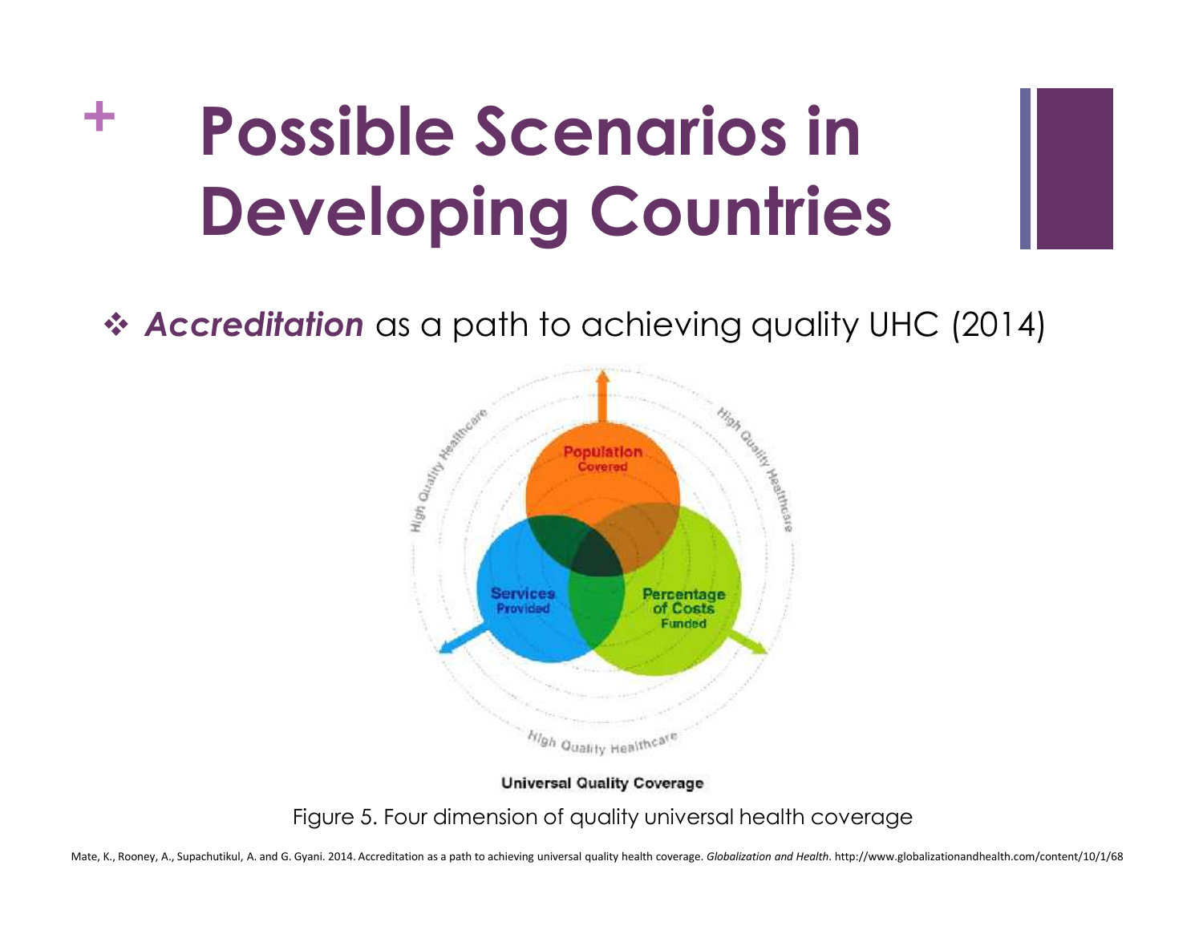# Possible Scenarios in Developing Countries

- ***Accreditation*** as a path to achieving quality UHC (2014)

Population Covered

Services Provided

Percentage of Costs Funded

High Quality Healthcare

Universal Quality Coverage

Figure 5. Four dimension of quality universal health coverage

Mate, K., Rooney, A., Supachutikul, A. and G. Gyani. 2014. Accreditation as a path to achieving universal quality health coverage. *Globalization and Health*. http://www.globalizationandhealth.com/content/10/1/68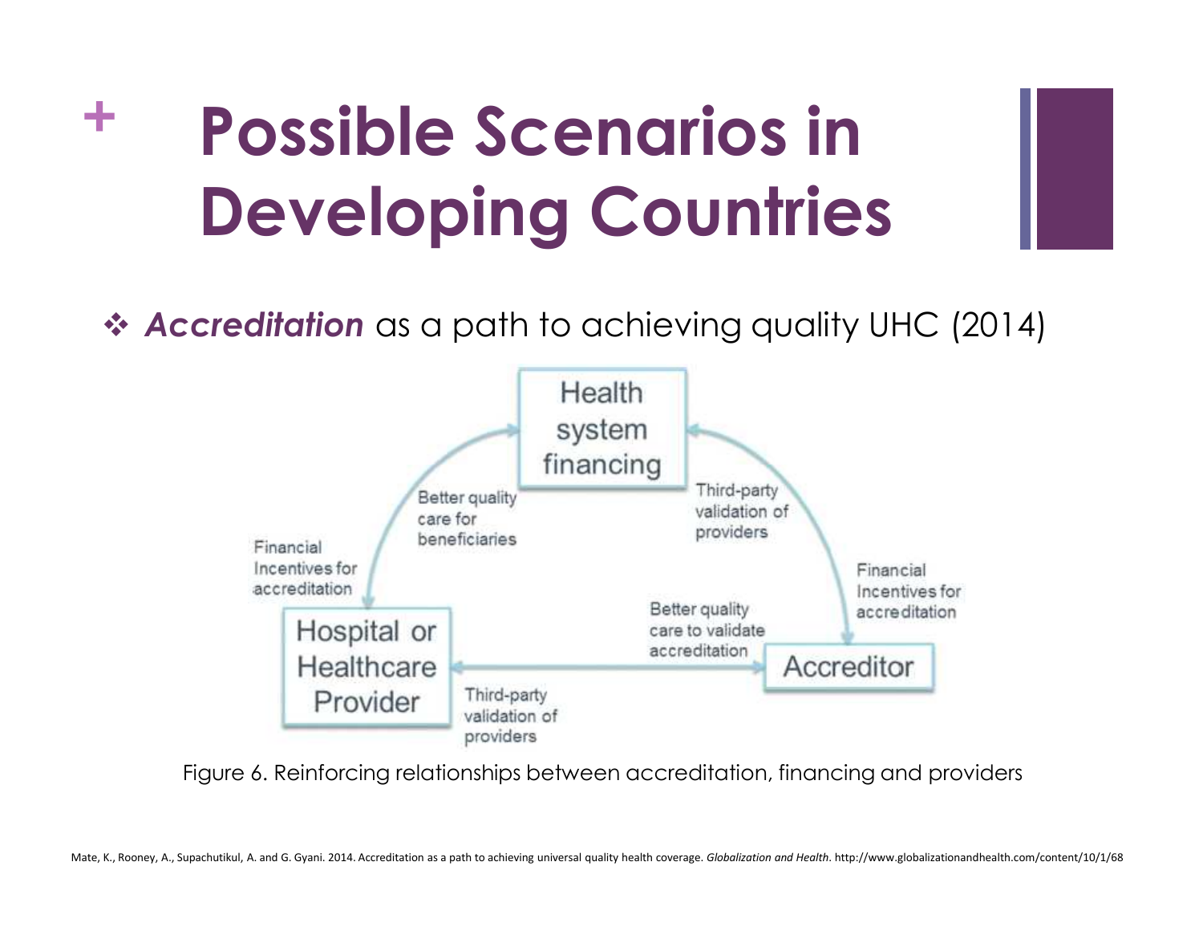# Possible Scenarios in Developing Countries

- ***Accreditation*** as a path to achieving quality UHC (2014)

Health system financing

Better quality care for beneficiaries

Third-party validation of providers

Financial Incentives for accreditation

Financial Incentives for accreditation

Hospital or Healthcare Provider

Better quality care to validate accreditation

Accreditor

Third-party validation of providers

Figure 6. Reinforcing relationships between accreditation, financing and providers

Mate, K., Rooney, A., Supachutikul, A. and G. Gyani. 2014. Accreditation as a path to achieving universal quality health coverage. *Globalization and Health*. http://www.globalizationandhealth.com/content/10/1/68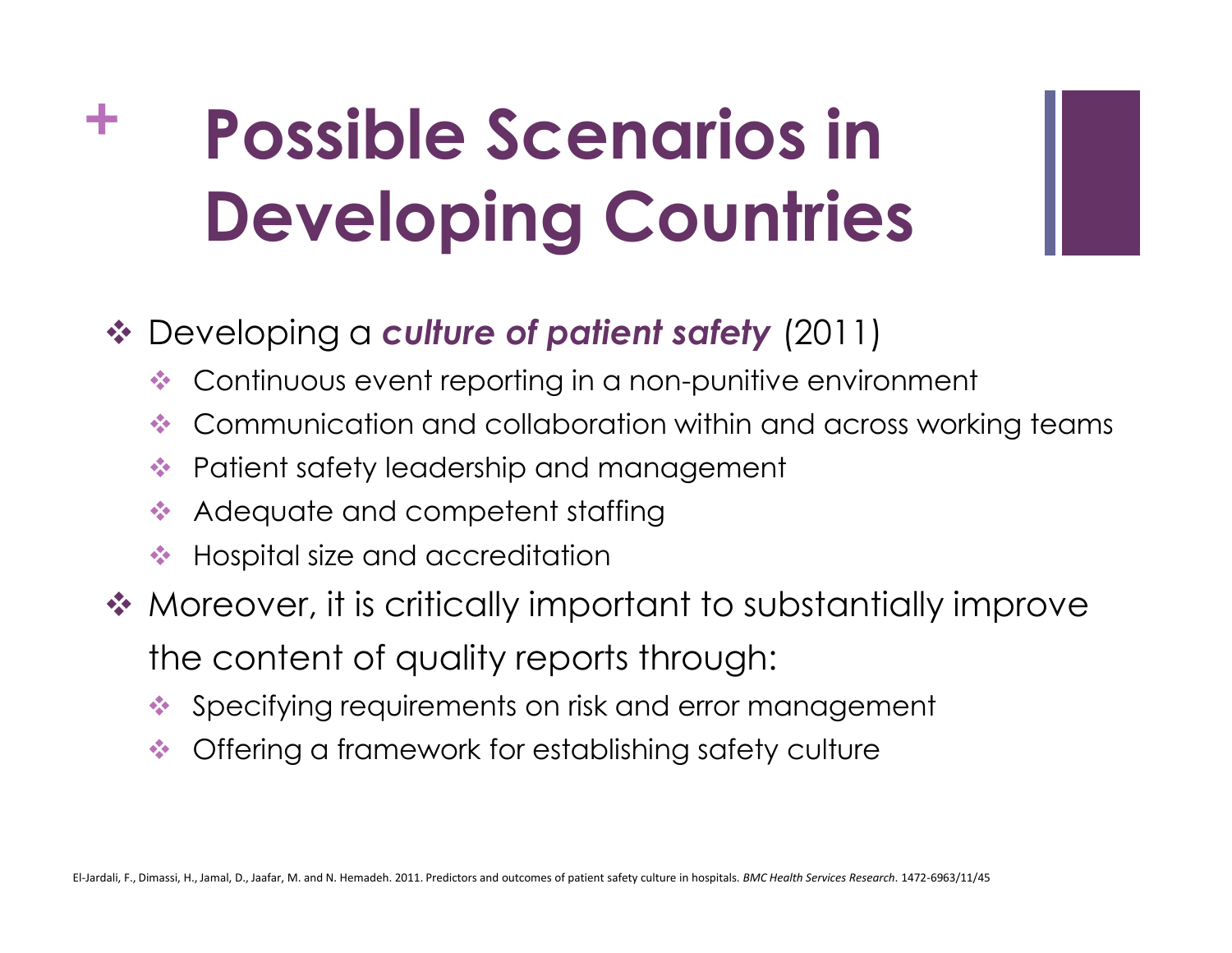# Possible Scenarios in Developing Countries

- Developing a ***culture of patient safety*** (2011)
  - Continuous event reporting in a non-punitive environment
  - Communication and collaboration within and across working teams
  - Patient safety leadership and management
  - Adequate and competent staffing
  - Hospital size and accreditation
- Moreover, it is critically important to substantially improve the content of quality reports through:
  - Specifying requirements on risk and error management
  - Offering a framework for establishing safety culture

El-Jardali, F., Dimassi, H., Jamal, D., Jaafar, M. and N. Hemadeh. 2011. Predictors and outcomes of patient safety culture in hospitals. *BMC Health Services Research*. 1472-6963/11/45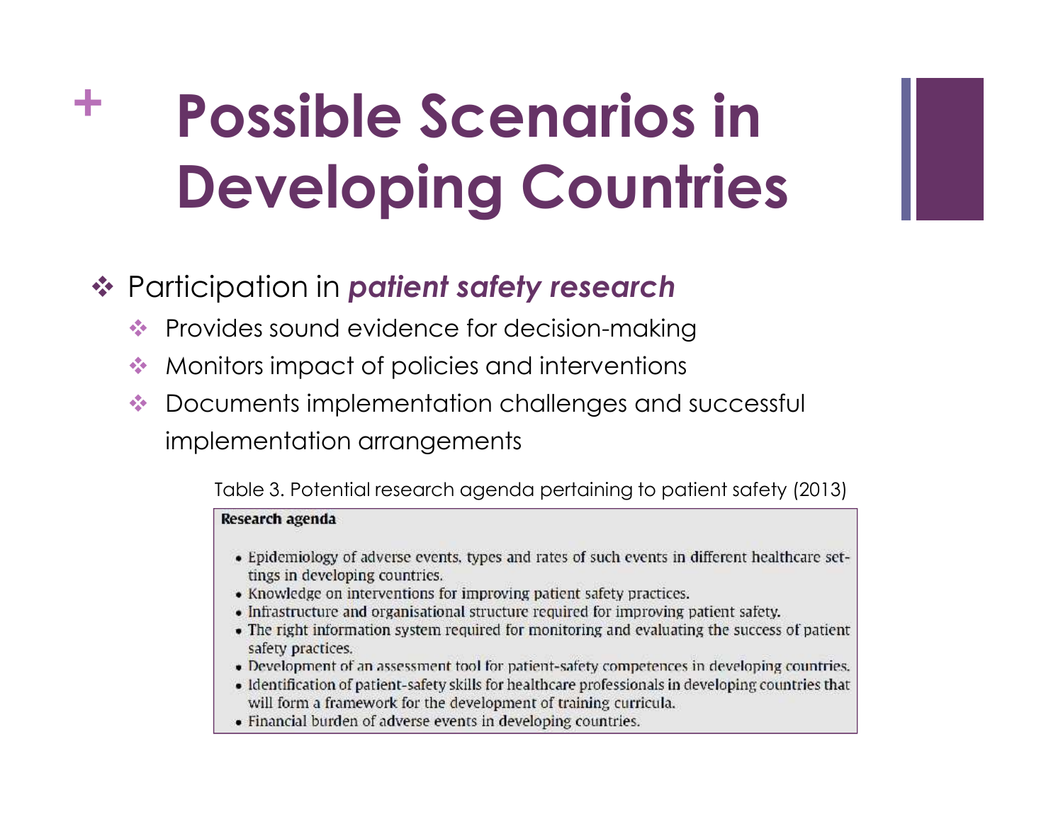# Possible Scenarios in Developing Countries

- Participation in ***patient safety research***
  - Provides sound evidence for decision-making
  - Monitors impact of policies and interventions
  - Documents implementation challenges and successful implementation arrangements

Table 3. Potential research agenda pertaining to patient safety (2013)

| Research agenda |
| --- |
| • Epidemiology of adverse events, types and rates of such events in different healthcare settings in developing countries.<br>• Knowledge on interventions for improving patient safety practices.<br>• Infrastructure and organisational structure required for improving patient safety.<br>• The right information system required for monitoring and evaluating the success of patient safety practices.<br>• Development of an assessment tool for patient-safety competences in developing countries.<br>• Identification of patient-safety skills for healthcare professionals in developing countries that will form a framework for the development of training curricula.<br>• Financial burden of adverse events in developing countries. |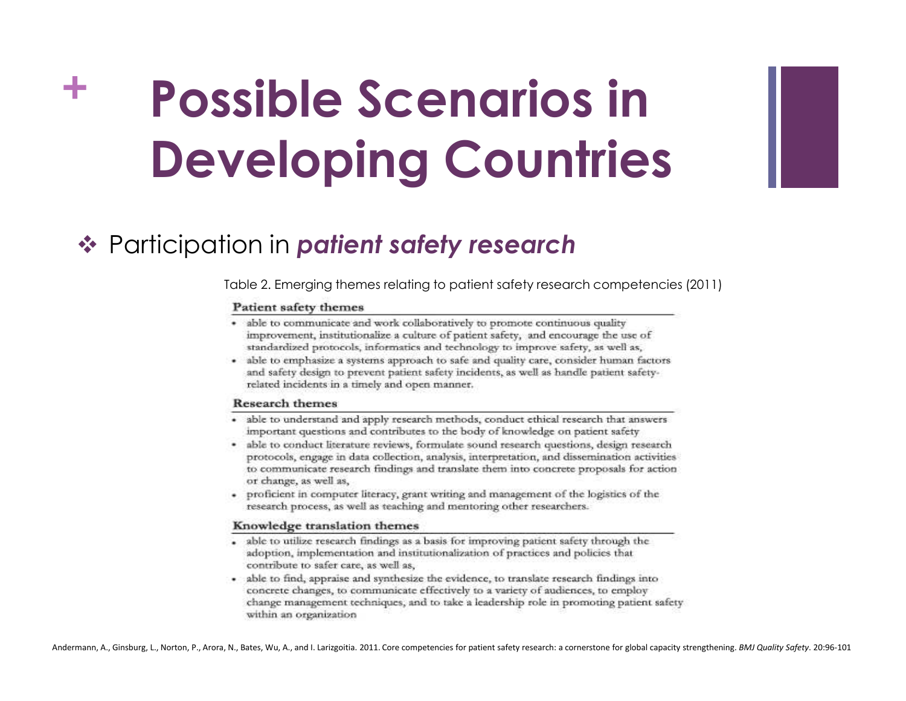# Possible Scenarios in Developing Countries

- Participation in ***patient safety research***

Table 2. Emerging themes relating to patient safety research competencies (2011)

**Patient safety themes**

- able to communicate and work collaboratively to promote continuous quality improvement, institutionalize a culture of patient safety, and encourage the use of standardized protocols, informatics and technology to improve safety, as well as,
- able to emphasize a systems approach to safe and quality care, consider human factors and safety design to prevent patient safety incidents, as well as handle patient safety-related incidents in a timely and open manner.

**Research themes**

- able to understand and apply research methods, conduct ethical research that answers important questions and contributes to the body of knowledge on patient safety
- able to conduct literature reviews, formulate sound research questions, design research protocols, engage in data collection, analysis, interpretation, and dissemination activities to communicate research findings and translate them into concrete proposals for action or change, as well as,
- proficient in computer literacy, grant writing and management of the logistics of the research process, as well as teaching and mentoring other researchers.

**Knowledge translation themes**

- able to utilize research findings as a basis for improving patient safety through the adoption, implementation and institutionalization of practices and policies that contribute to safer care, as well as,
- able to find, appraise and synthesize the evidence, to translate research findings into concrete changes, to communicate effectively to a variety of audiences, to employ change management techniques, and to take a leadership role in promoting patient safety within an organization

Andermann, A., Ginsburg, L., Norton, P., Arora, N., Bates, Wu, A., and I. Larizgoitia. 2011. Core competencies for patient safety research: a cornerstone for global capacity strengthening. *BMJ Quality Safety*. 20:96-101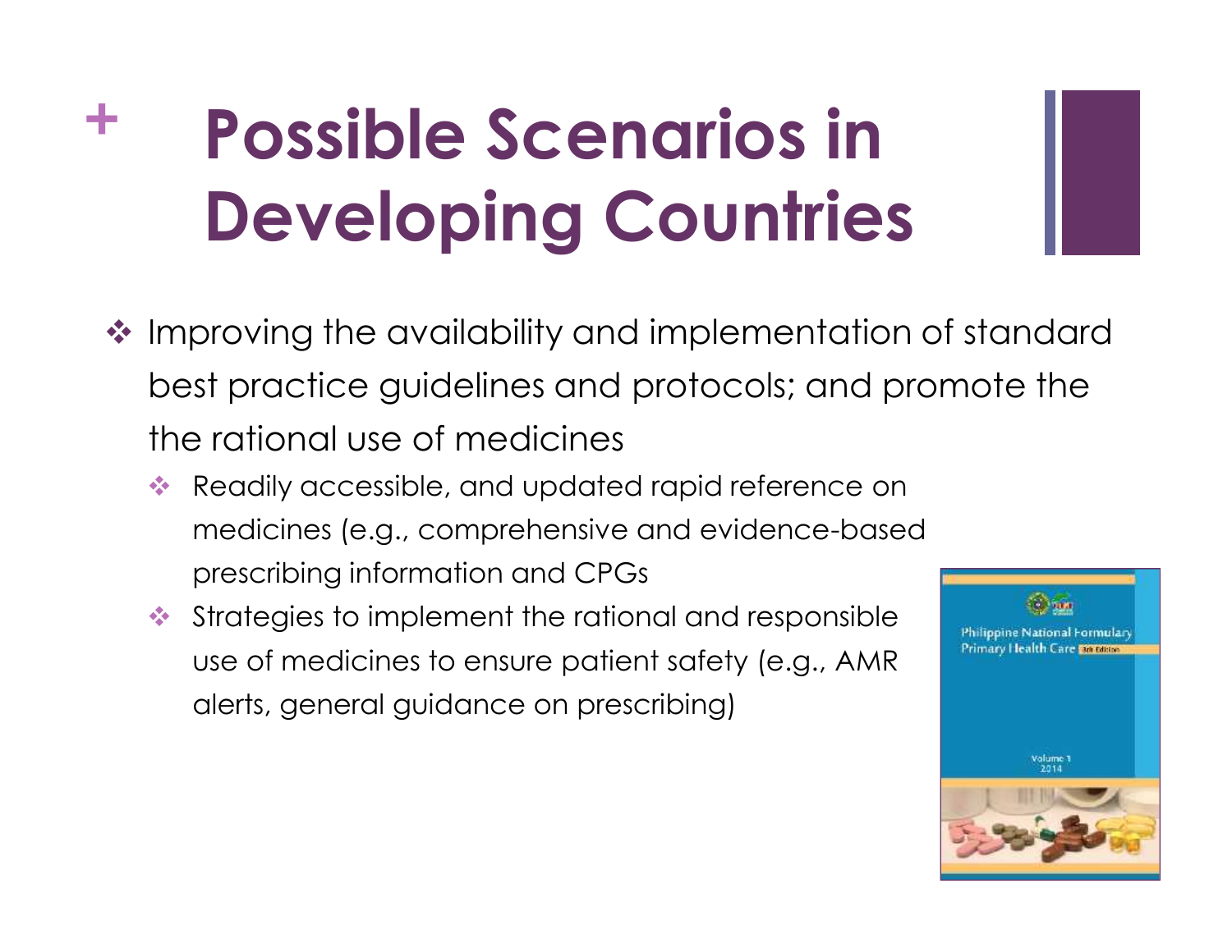# Possible Scenarios in Developing Countries

- Improving the availability and implementation of standard best practice guidelines and protocols; and promote the the rational use of medicines
  - Readily accessible, and updated rapid reference on medicines (e.g., comprehensive and evidence-based prescribing information and CPGs
  - Strategies to implement the rational and responsible use of medicines to ensure patient safety (e.g., AMR alerts, general guidance on prescribing)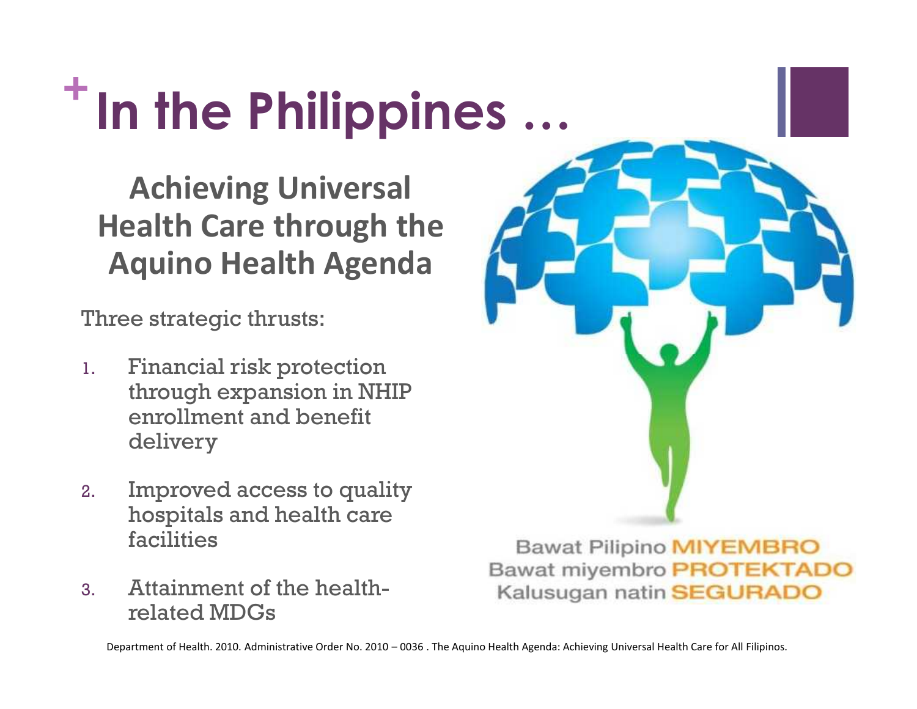# In the Philippines …

## Achieving Universal Health Care through the Aquino Health Agenda

Three strategic thrusts:

1. Financial risk protection through expansion in NHIP enrollment and benefit delivery
2. Improved access to quality hospitals and health care facilities
3. Attainment of the health-related MDGs

Bawat Pilipino **MIYEMBRO**
Bawat miyembro **PROTEKTADO**
Kalusugan natin **SEGURADO**

Department of Health. 2010. Administrative Order No. 2010 – 0036 . The Aquino Health Agenda: Achieving Universal Health Care for All Filipinos.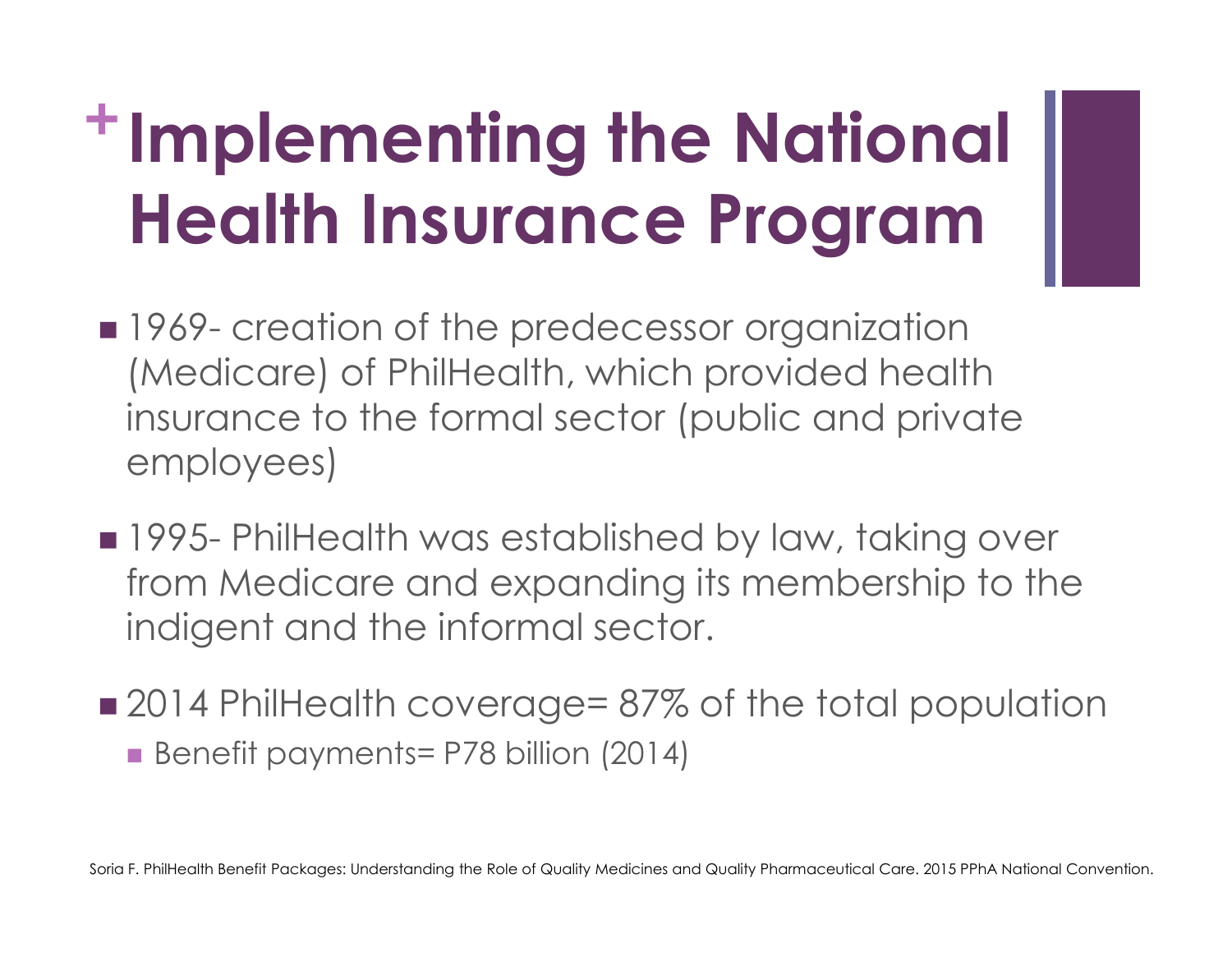# Implementing the National Health Insurance Program

- 1969- creation of the predecessor organization (Medicare) of PhilHealth, which provided health insurance to the formal sector (public and private employees)
- 1995- PhilHealth was established by law, taking over from Medicare and expanding its membership to the indigent and the informal sector.
- 2014 PhilHealth coverage= 87% of the total population
  - Benefit payments= P78 billion (2014)

Soria F. PhilHealth Benefit Packages: Understanding the Role of Quality Medicines and Quality Pharmaceutical Care. 2015 PPhA National Convention.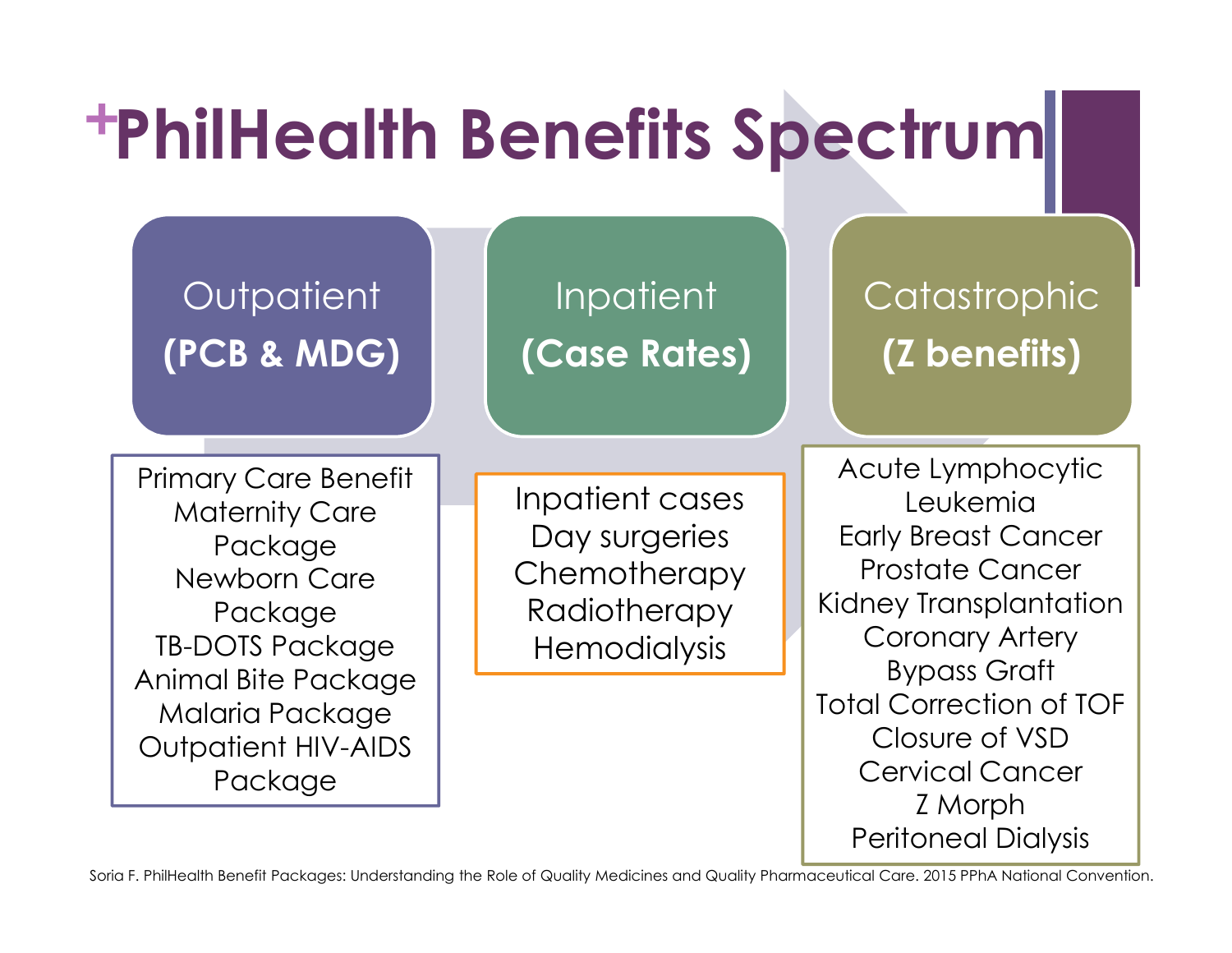# PhilHealth Benefits Spectrum

## Outpatient (PCB & MDG)

- Primary Care Benefit
- Maternity Care Package
- Newborn Care Package
- TB-DOTS Package
- Animal Bite Package
- Malaria Package
- Outpatient HIV-AIDS Package

## Inpatient (Case Rates)

- Inpatient cases
- Day surgeries
- Chemotherapy
- Radiotherapy
- Hemodialysis

## Catastrophic (Z benefits)

- Acute Lymphocytic Leukemia
- Early Breast Cancer
- Prostate Cancer
- Kidney Transplantation
- Coronary Artery Bypass Graft
- Total Correction of TOF
- Closure of VSD
- Cervical Cancer
- Z Morph
- Peritoneal Dialysis

Soria F. PhilHealth Benefit Packages: Understanding the Role of Quality Medicines and Quality Pharmaceutical Care. 2015 PPhA National Convention.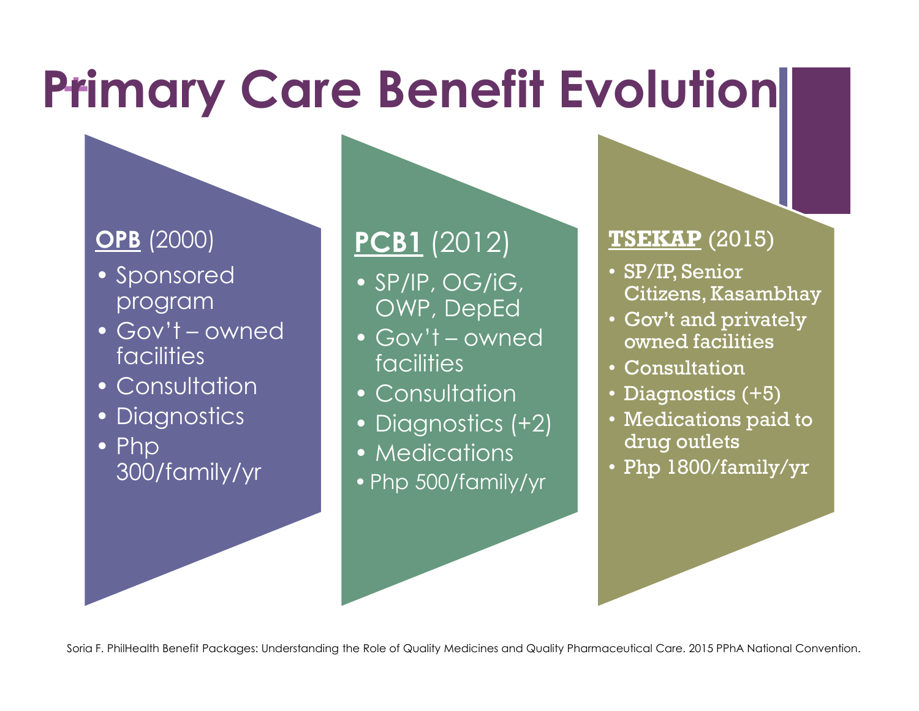# Primary Care Benefit Evolution

**OPB** (2000)

- Sponsored program
- Gov't – owned facilities
- Consultation
- Diagnostics
- Php 300/family/yr

**PCB1** (2012)

- SP/IP, OG/iG, OWP, DepEd
- Gov't – owned facilities
- Consultation
- Diagnostics (+2)
- Medications
- Php 500/family/yr

**TSEKAP** (2015)

- SP/IP, Senior Citizens, Kasambhay
- Gov't and privately owned facilities
- Consultation
- Diagnostics (+5)
- Medications paid to drug outlets
- Php 1800/family/yr

Soria F. PhilHealth Benefit Packages: Understanding the Role of Quality Medicines and Quality Pharmaceutical Care. 2015 PPhA National Convention.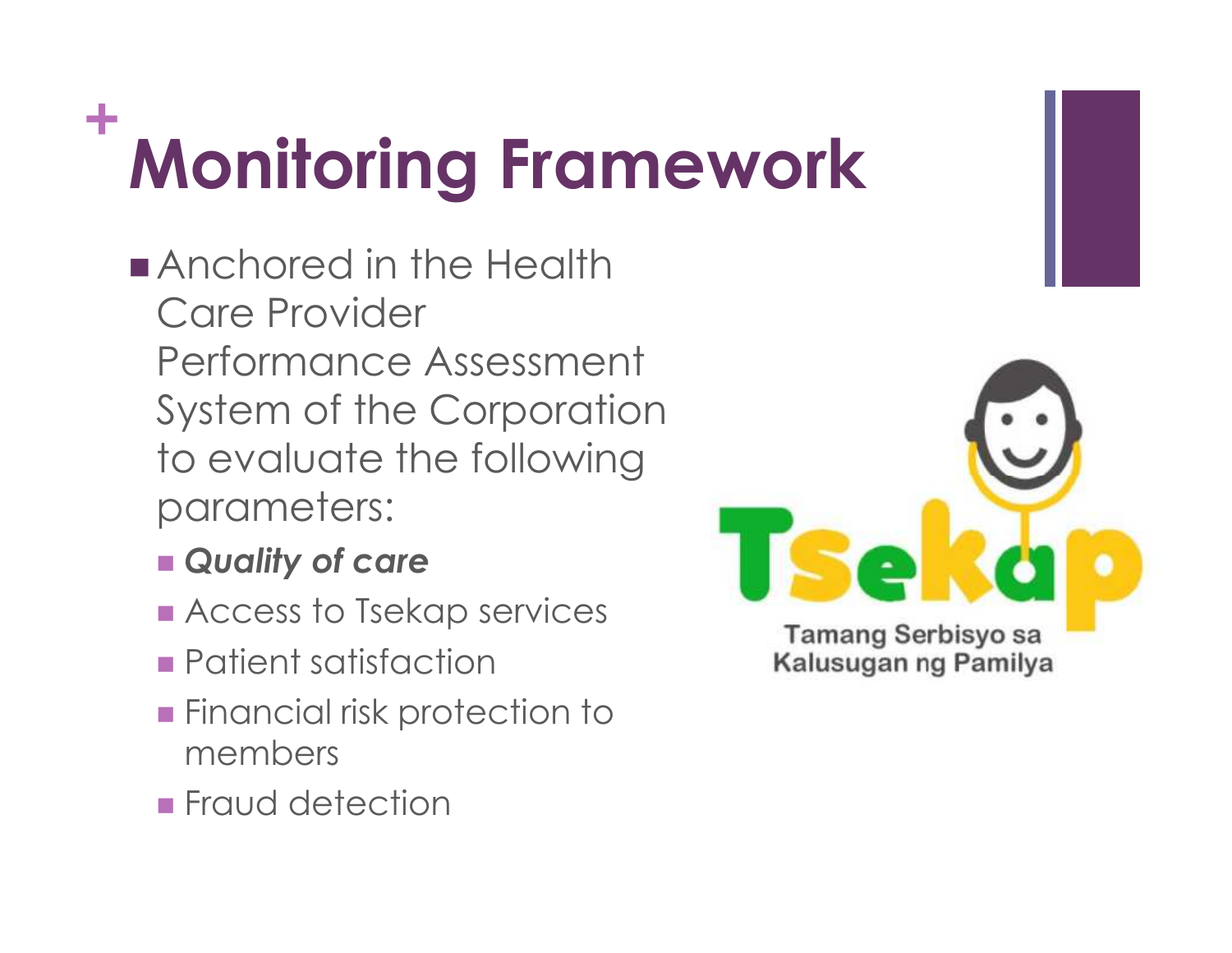# Monitoring Framework

- Anchored in the Health Care Provider Performance Assessment System of the Corporation to evaluate the following parameters:
  - ***Quality of care***
  - Access to Tsekap services
  - Patient satisfaction
  - Financial risk protection to members
  - Fraud detection

Tsekap
Tamang Serbisyo sa Kalusugan ng Pamilya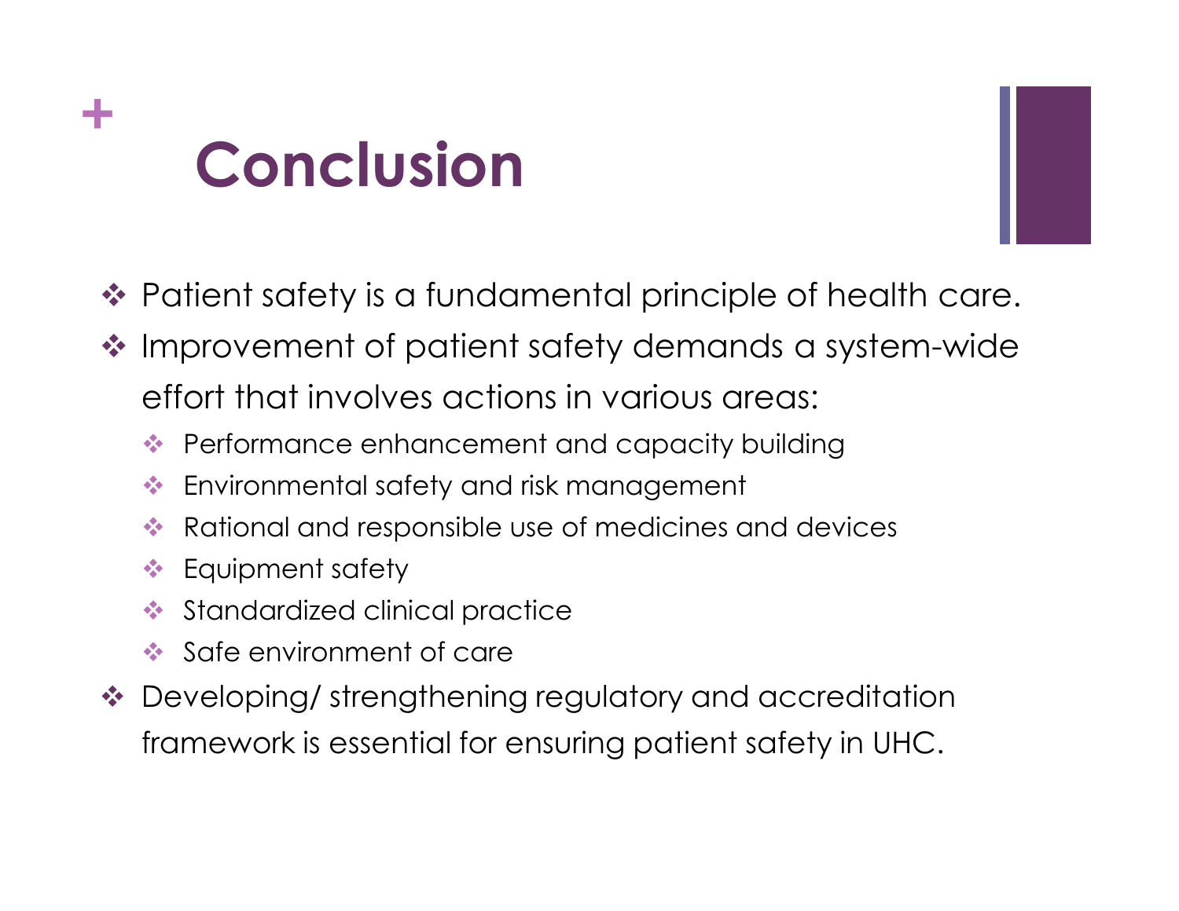# Conclusion

- Patient safety is a fundamental principle of health care.
- Improvement of patient safety demands a system-wide effort that involves actions in various areas:
  - Performance enhancement and capacity building
  - Environmental safety and risk management
  - Rational and responsible use of medicines and devices
  - Equipment safety
  - Standardized clinical practice
  - Safe environment of care
- Developing/ strengthening regulatory and accreditation framework is essential for ensuring patient safety in UHC.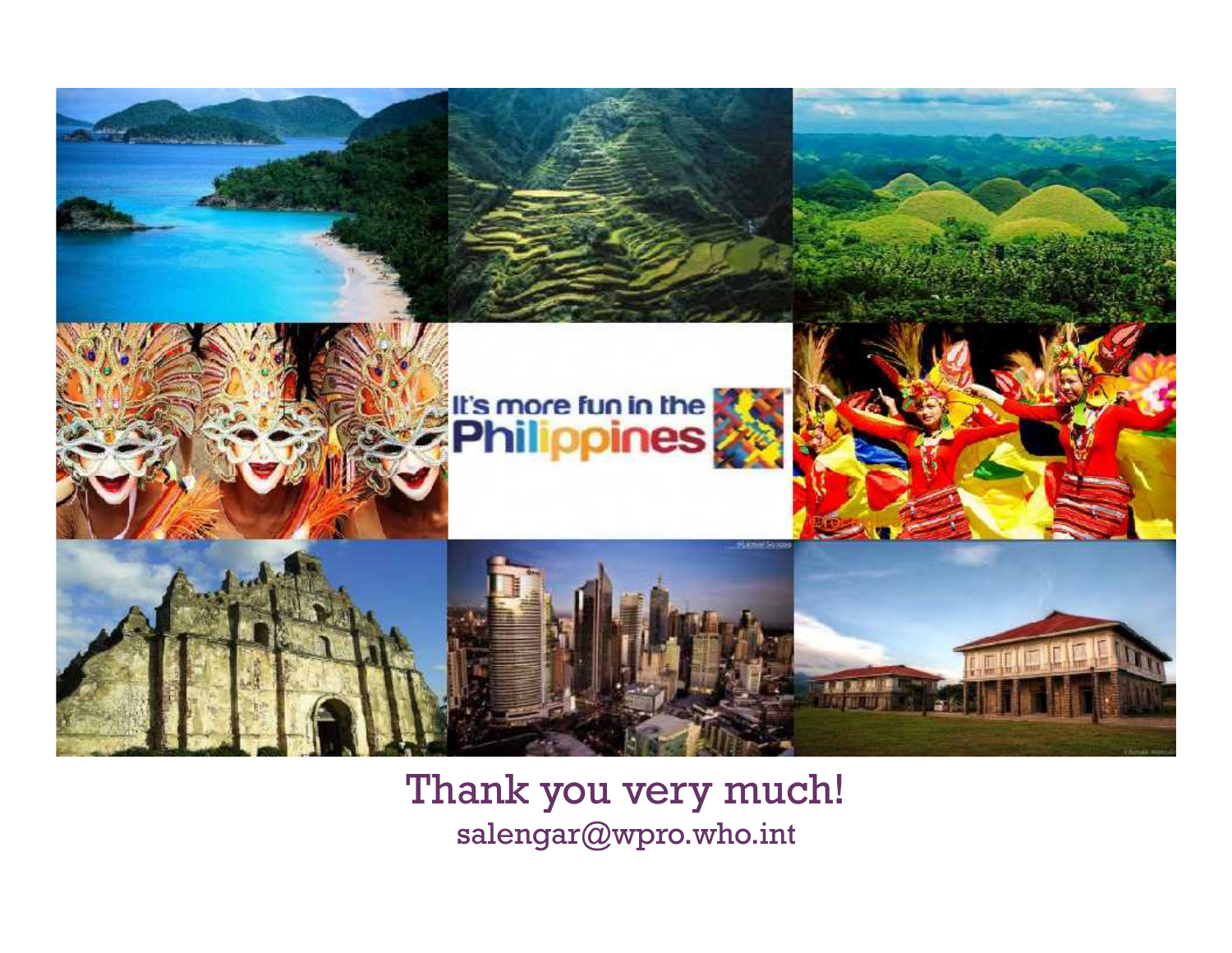Thank you very much!

salengar@wpro.who.int